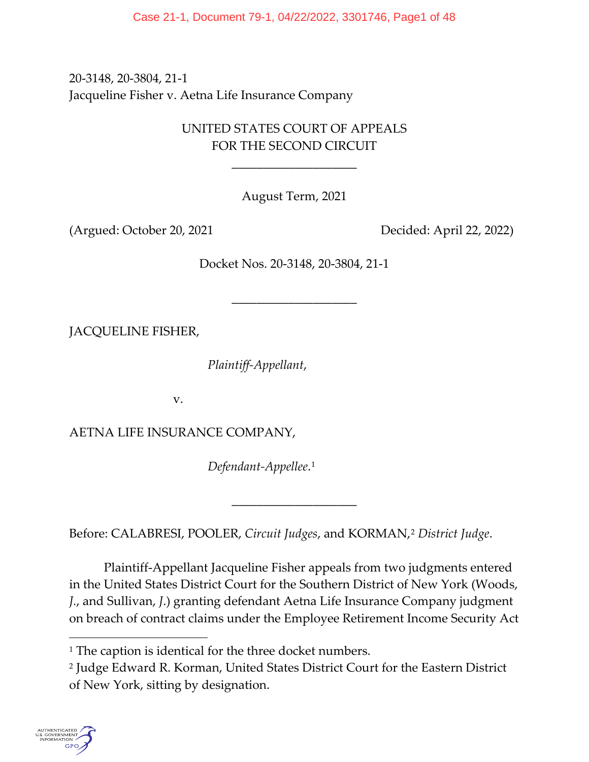20-3148, 20-3804, 21-1
Jacqueline Fisher v. Aetna Life Insurance Company

UNITED STATES COURT OF APPEALS
FOR THE SECOND CIRCUIT

\_\_\_\_\_\_\_\_\_\_\_\_\_\_\_\_\_\_\_\_

August Term, 2021

(Argued: October 20, 2021) Decided: April 22, 2022)

Docket Nos. 20-3148, 20-3804, 21-1

\_\_\_\_\_\_\_\_\_\_\_\_\_\_\_\_\_\_\_\_

JACQUELINE FISHER,

*Plaintiff-Appellant*,

v.

AETNA LIFE INSURANCE COMPANY,

*Defendant-Appellee*.[1]

\_\_\_\_\_\_\_\_\_\_\_\_\_\_\_\_\_\_\_\_

Before: CALABRESI, POOLER, *Circuit Judges*, and KORMAN,[2] *District Judge*.

Plaintiff-Appellant Jacqueline Fisher appeals from two judgments entered in the United States District Court for the Southern District of New York (Woods, *J*., and Sullivan, *J*.) granting defendant Aetna Life Insurance Company judgment on breach of contract claims under the Employee Retirement Income Security Act

---

[1] The caption is identical for the three docket numbers.

[2] Judge Edward R. Korman, United States District Court for the Eastern District of New York, sitting by designation.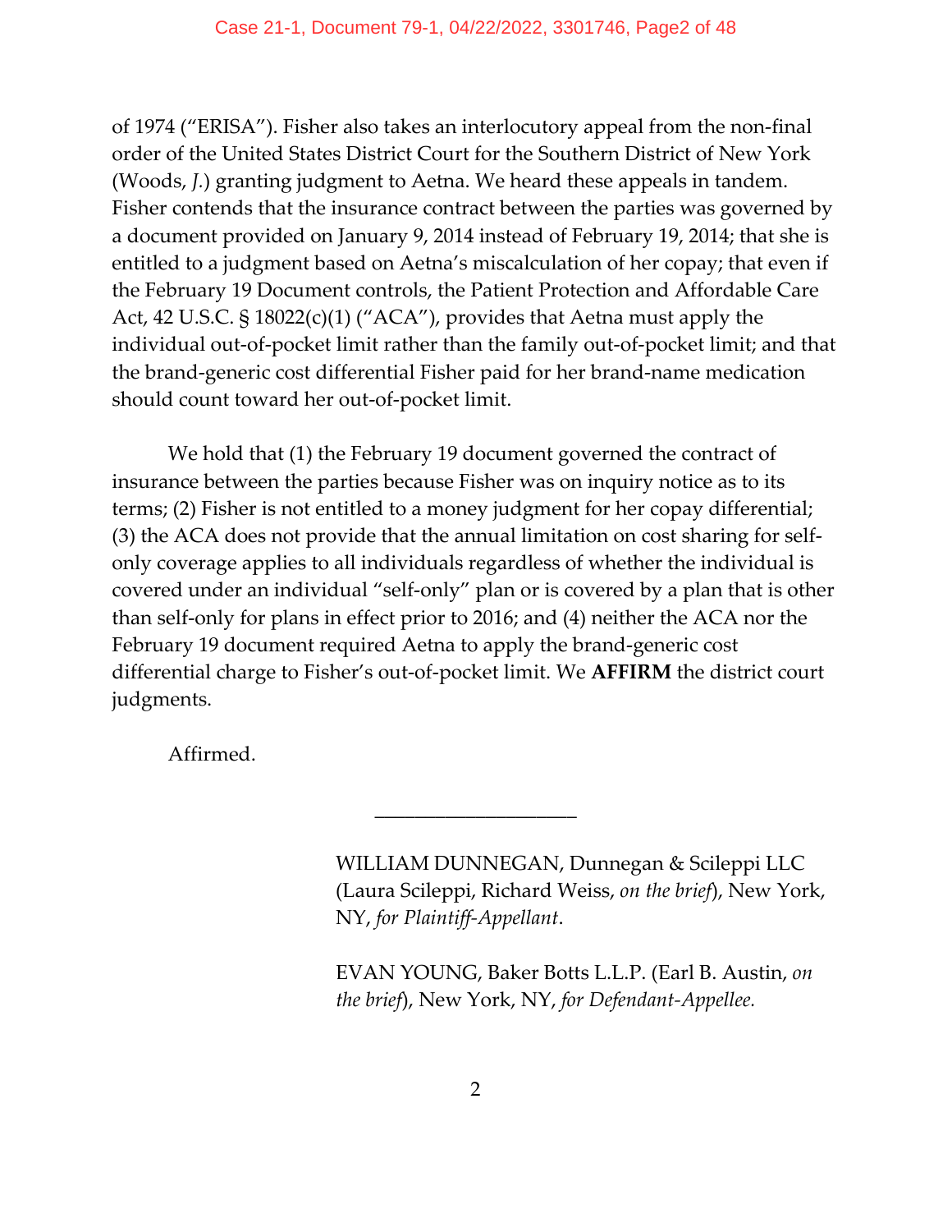of 1974 ("ERISA"). Fisher also takes an interlocutory appeal from the non-final order of the United States District Court for the Southern District of New York (Woods, *J.*) granting judgment to Aetna. We heard these appeals in tandem. Fisher contends that the insurance contract between the parties was governed by a document provided on January 9, 2014 instead of February 19, 2014; that she is entitled to a judgment based on Aetna's miscalculation of her copay; that even if the February 19 Document controls, the Patient Protection and Affordable Care Act, 42 U.S.C. § 18022(c)(1) ("ACA"), provides that Aetna must apply the individual out-of-pocket limit rather than the family out-of-pocket limit; and that the brand-generic cost differential Fisher paid for her brand-name medication should count toward her out-of-pocket limit.

We hold that (1) the February 19 document governed the contract of insurance between the parties because Fisher was on inquiry notice as to its terms; (2) Fisher is not entitled to a money judgment for her copay differential; (3) the ACA does not provide that the annual limitation on cost sharing for self-only coverage applies to all individuals regardless of whether the individual is covered under an individual "self-only" plan or is covered by a plan that is other than self-only for plans in effect prior to 2016; and (4) neither the ACA nor the February 19 document required Aetna to apply the brand-generic cost differential charge to Fisher's out-of-pocket limit. We **AFFIRM** the district court judgments.

Affirmed.

---

WILLIAM DUNNEGAN, Dunnegan & Scileppi LLC (Laura Scileppi, Richard Weiss, *on the brief*), New York, NY, *for Plaintiff-Appellant*.

EVAN YOUNG, Baker Botts L.L.P. (Earl B. Austin, *on the brief*), New York, NY, *for Defendant-Appellee.*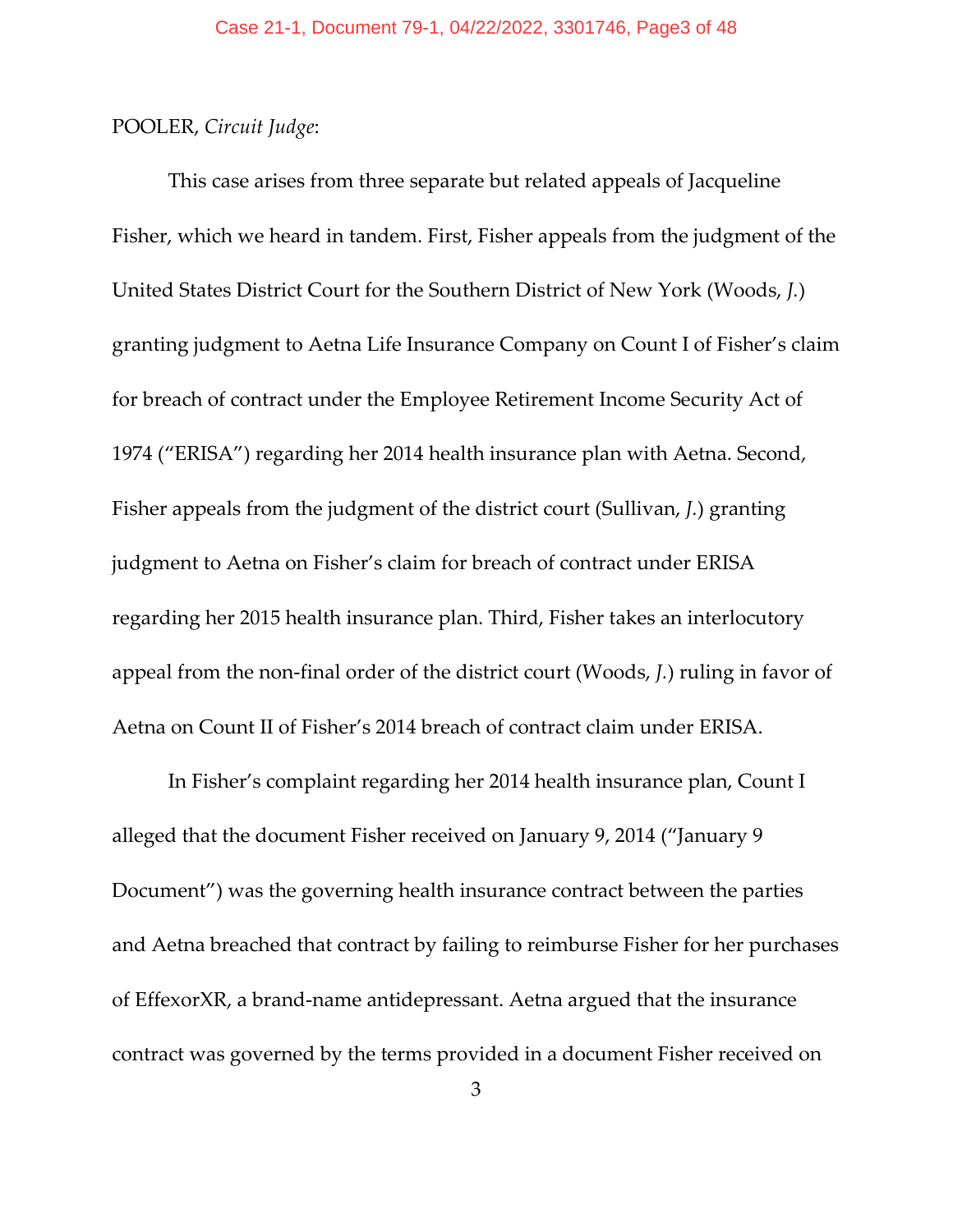POOLER, *Circuit Judge*:

This case arises from three separate but related appeals of Jacqueline Fisher, which we heard in tandem. First, Fisher appeals from the judgment of the United States District Court for the Southern District of New York (Woods, *J.*) granting judgment to Aetna Life Insurance Company on Count I of Fisher's claim for breach of contract under the Employee Retirement Income Security Act of 1974 ("ERISA") regarding her 2014 health insurance plan with Aetna. Second, Fisher appeals from the judgment of the district court (Sullivan, *J.*) granting judgment to Aetna on Fisher's claim for breach of contract under ERISA regarding her 2015 health insurance plan. Third, Fisher takes an interlocutory appeal from the non-final order of the district court (Woods, *J.*) ruling in favor of Aetna on Count II of Fisher's 2014 breach of contract claim under ERISA.

In Fisher's complaint regarding her 2014 health insurance plan, Count I alleged that the document Fisher received on January 9, 2014 ("January 9 Document") was the governing health insurance contract between the parties and Aetna breached that contract by failing to reimburse Fisher for her purchases of EffexorXR, a brand-name antidepressant. Aetna argued that the insurance contract was governed by the terms provided in a document Fisher received on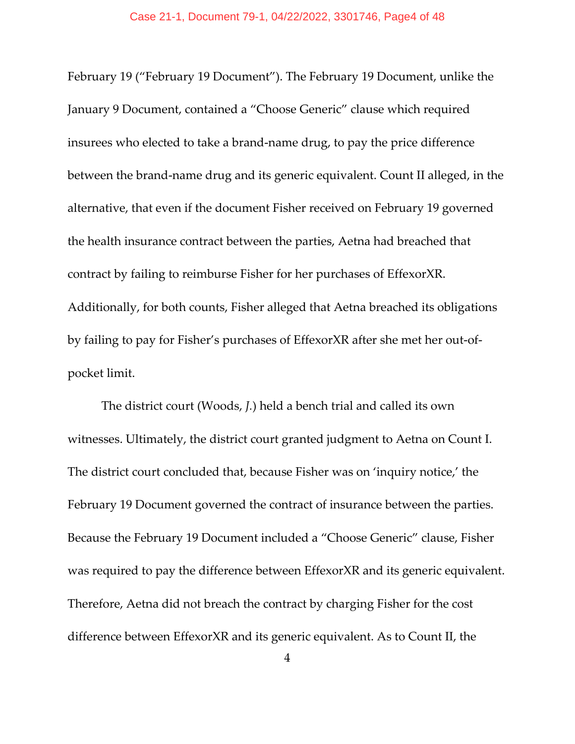February 19 ("February 19 Document"). The February 19 Document, unlike the January 9 Document, contained a "Choose Generic" clause which required insurees who elected to take a brand-name drug, to pay the price difference between the brand-name drug and its generic equivalent. Count II alleged, in the alternative, that even if the document Fisher received on February 19 governed the health insurance contract between the parties, Aetna had breached that contract by failing to reimburse Fisher for her purchases of EffexorXR. Additionally, for both counts, Fisher alleged that Aetna breached its obligations by failing to pay for Fisher's purchases of EffexorXR after she met her out-of-pocket limit.

The district court (Woods, *J.*) held a bench trial and called its own witnesses. Ultimately, the district court granted judgment to Aetna on Count I. The district court concluded that, because Fisher was on 'inquiry notice,' the February 19 Document governed the contract of insurance between the parties. Because the February 19 Document included a "Choose Generic" clause, Fisher was required to pay the difference between EffexorXR and its generic equivalent. Therefore, Aetna did not breach the contract by charging Fisher for the cost difference between EffexorXR and its generic equivalent. As to Count II, the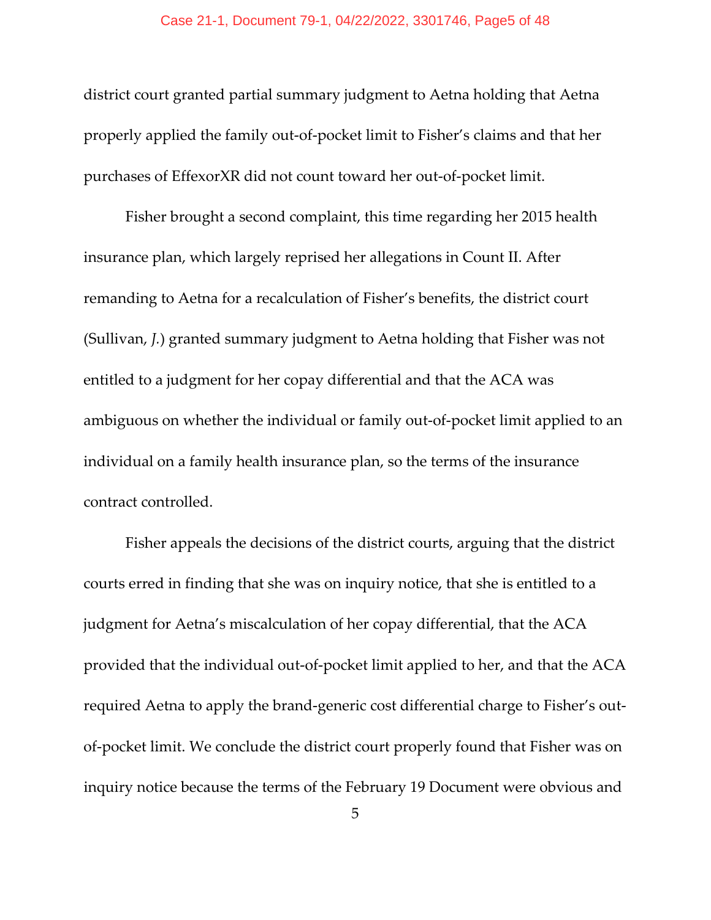district court granted partial summary judgment to Aetna holding that Aetna properly applied the family out-of-pocket limit to Fisher's claims and that her purchases of EffexorXR did not count toward her out-of-pocket limit.

Fisher brought a second complaint, this time regarding her 2015 health insurance plan, which largely reprised her allegations in Count II. After remanding to Aetna for a recalculation of Fisher's benefits, the district court (Sullivan, *J.*) granted summary judgment to Aetna holding that Fisher was not entitled to a judgment for her copay differential and that the ACA was ambiguous on whether the individual or family out-of-pocket limit applied to an individual on a family health insurance plan, so the terms of the insurance contract controlled.

Fisher appeals the decisions of the district courts, arguing that the district courts erred in finding that she was on inquiry notice, that she is entitled to a judgment for Aetna's miscalculation of her copay differential, that the ACA provided that the individual out-of-pocket limit applied to her, and that the ACA required Aetna to apply the brand-generic cost differential charge to Fisher's out-of-pocket limit. We conclude the district court properly found that Fisher was on inquiry notice because the terms of the February 19 Document were obvious and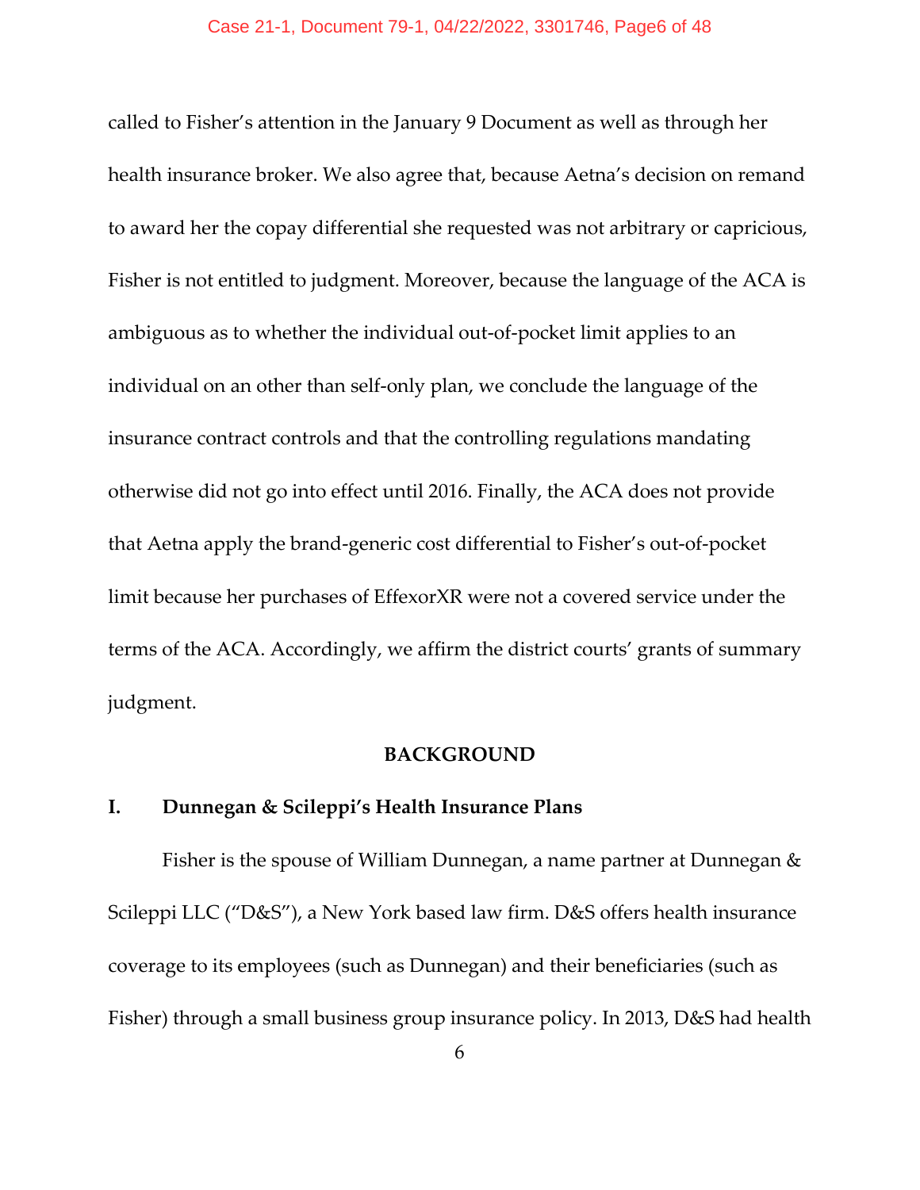called to Fisher's attention in the January 9 Document as well as through her health insurance broker. We also agree that, because Aetna's decision on remand to award her the copay differential she requested was not arbitrary or capricious, Fisher is not entitled to judgment. Moreover, because the language of the ACA is ambiguous as to whether the individual out-of-pocket limit applies to an individual on an other than self-only plan, we conclude the language of the insurance contract controls and that the controlling regulations mandating otherwise did not go into effect until 2016. Finally, the ACA does not provide that Aetna apply the brand-generic cost differential to Fisher's out-of-pocket limit because her purchases of EffexorXR were not a covered service under the terms of the ACA. Accordingly, we affirm the district courts' grants of summary judgment.

## BACKGROUND

### I. Dunnegan & Scileppi's Health Insurance Plans

Fisher is the spouse of William Dunnegan, a name partner at Dunnegan & Scileppi LLC ("D&S"), a New York based law firm. D&S offers health insurance coverage to its employees (such as Dunnegan) and their beneficiaries (such as Fisher) through a small business group insurance policy. In 2013, D&S had health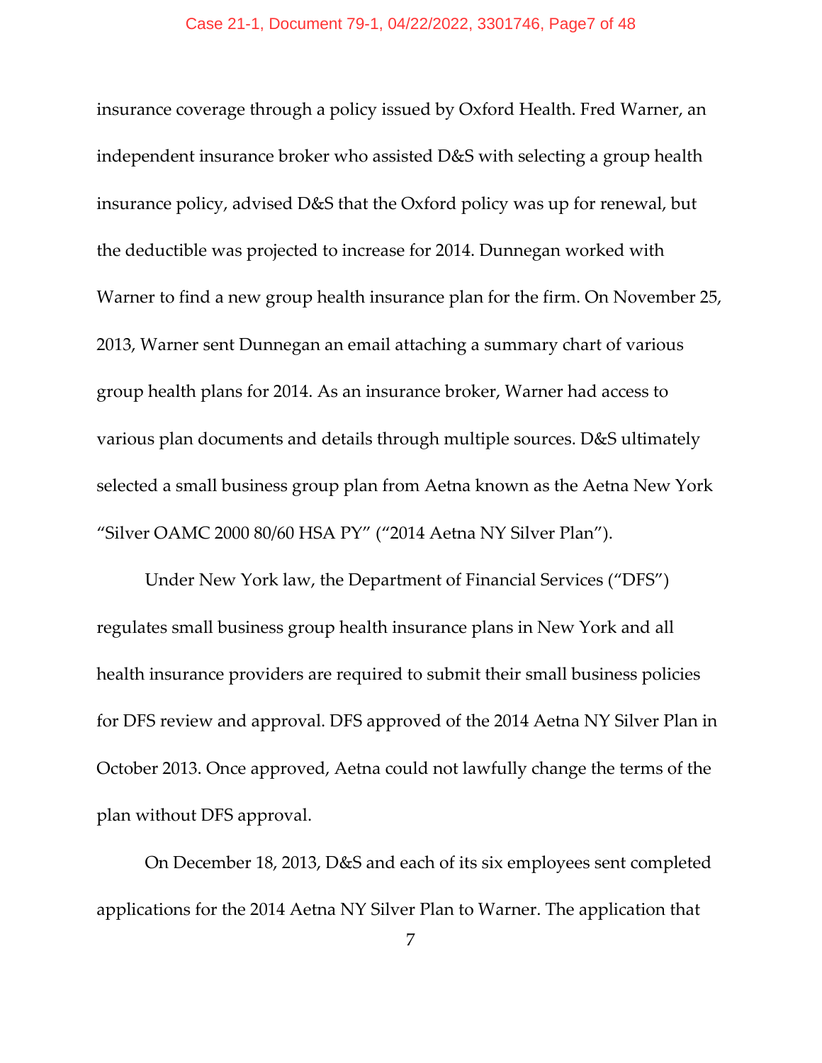insurance coverage through a policy issued by Oxford Health. Fred Warner, an independent insurance broker who assisted D&S with selecting a group health insurance policy, advised D&S that the Oxford policy was up for renewal, but the deductible was projected to increase for 2014. Dunnegan worked with Warner to find a new group health insurance plan for the firm. On November 25, 2013, Warner sent Dunnegan an email attaching a summary chart of various group health plans for 2014. As an insurance broker, Warner had access to various plan documents and details through multiple sources. D&S ultimately selected a small business group plan from Aetna known as the Aetna New York "Silver OAMC 2000 80/60 HSA PY" ("2014 Aetna NY Silver Plan").

Under New York law, the Department of Financial Services ("DFS") regulates small business group health insurance plans in New York and all health insurance providers are required to submit their small business policies for DFS review and approval. DFS approved of the 2014 Aetna NY Silver Plan in October 2013. Once approved, Aetna could not lawfully change the terms of the plan without DFS approval.

On December 18, 2013, D&S and each of its six employees sent completed applications for the 2014 Aetna NY Silver Plan to Warner. The application that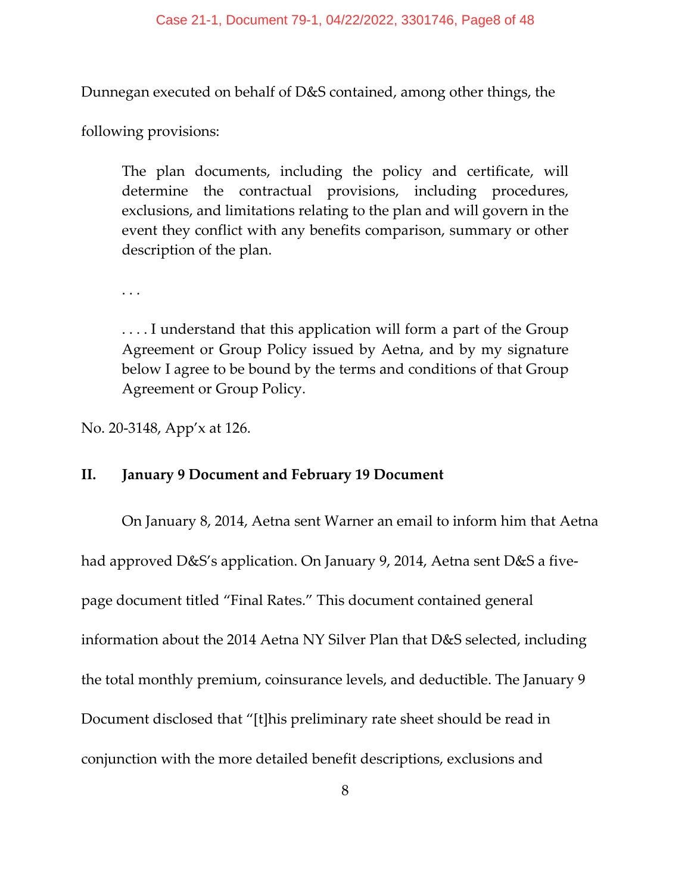Dunnegan executed on behalf of D&S contained, among other things, the following provisions:

> The plan documents, including the policy and certificate, will determine the contractual provisions, including procedures, exclusions, and limitations relating to the plan and will govern in the event they conflict with any benefits comparison, summary or other description of the plan.
>
> . . .
>
> . . . . I understand that this application will form a part of the Group Agreement or Group Policy issued by Aetna, and by my signature below I agree to be bound by the terms and conditions of that Group Agreement or Group Policy.

No. 20-3148, App'x at 126.

## II. January 9 Document and February 19 Document

On January 8, 2014, Aetna sent Warner an email to inform him that Aetna had approved D&S's application. On January 9, 2014, Aetna sent D&S a five-page document titled "Final Rates." This document contained general information about the 2014 Aetna NY Silver Plan that D&S selected, including the total monthly premium, coinsurance levels, and deductible. The January 9 Document disclosed that "[t]his preliminary rate sheet should be read in conjunction with the more detailed benefit descriptions, exclusions and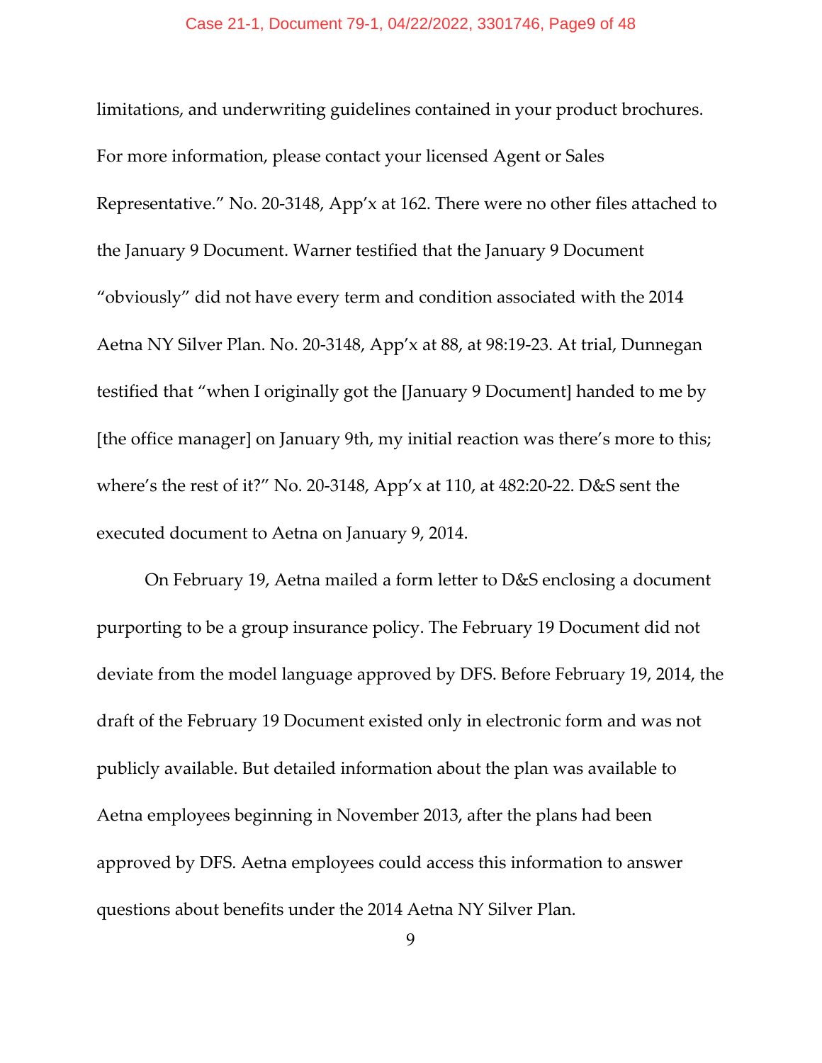limitations, and underwriting guidelines contained in your product brochures. For more information, please contact your licensed Agent or Sales Representative." No. 20-3148, App'x at 162. There were no other files attached to the January 9 Document. Warner testified that the January 9 Document "obviously" did not have every term and condition associated with the 2014 Aetna NY Silver Plan. No. 20-3148, App'x at 88, at 98:19-23. At trial, Dunnegan testified that "when I originally got the [January 9 Document] handed to me by [the office manager] on January 9th, my initial reaction was there's more to this; where's the rest of it?" No. 20-3148, App'x at 110, at 482:20-22. D&S sent the executed document to Aetna on January 9, 2014.

On February 19, Aetna mailed a form letter to D&S enclosing a document purporting to be a group insurance policy. The February 19 Document did not deviate from the model language approved by DFS. Before February 19, 2014, the draft of the February 19 Document existed only in electronic form and was not publicly available. But detailed information about the plan was available to Aetna employees beginning in November 2013, after the plans had been approved by DFS. Aetna employees could access this information to answer questions about benefits under the 2014 Aetna NY Silver Plan.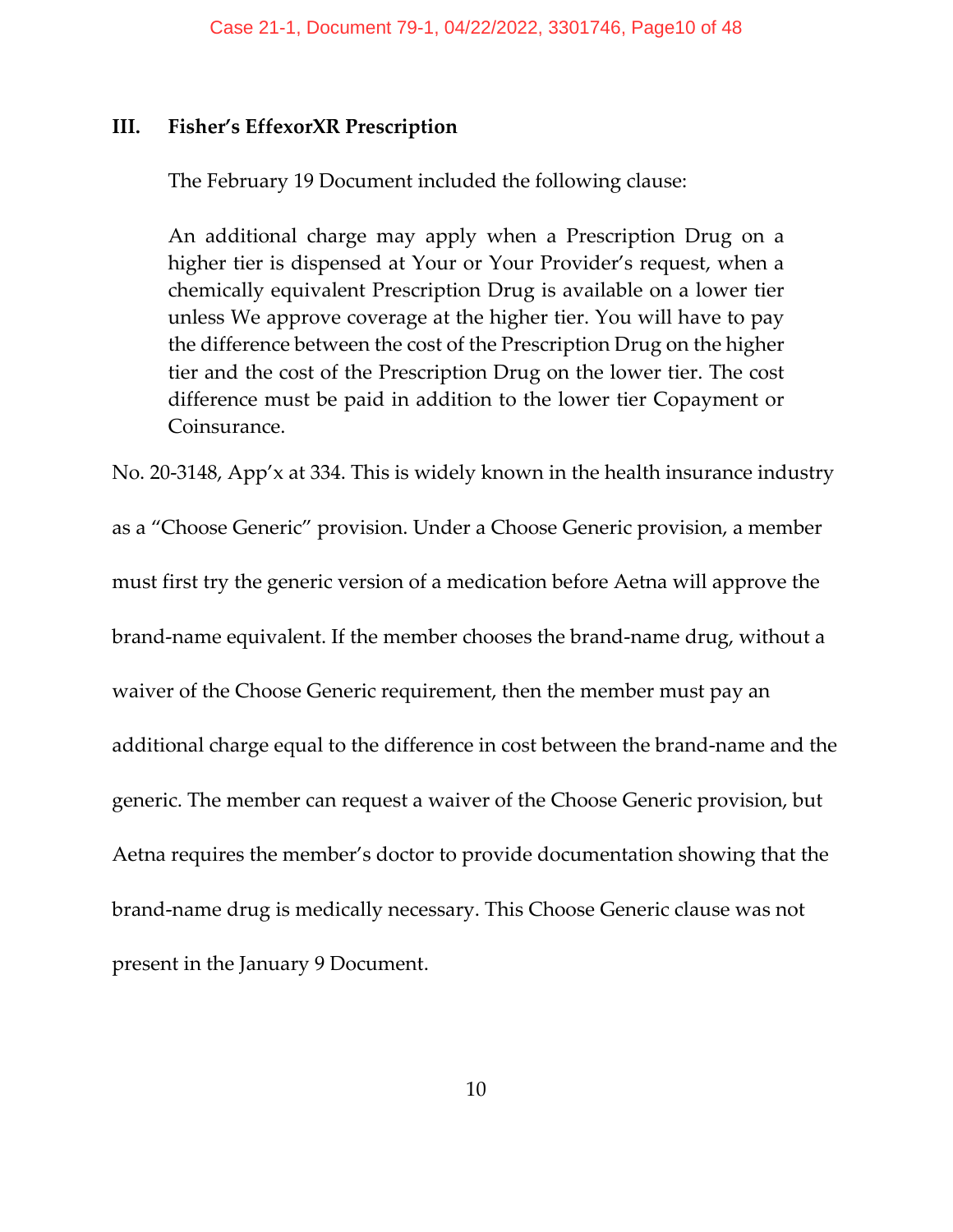### III. Fisher's EffexorXR Prescription

The February 19 Document included the following clause:

> An additional charge may apply when a Prescription Drug on a higher tier is dispensed at Your or Your Provider's request, when a chemically equivalent Prescription Drug is available on a lower tier unless We approve coverage at the higher tier. You will have to pay the difference between the cost of the Prescription Drug on the higher tier and the cost of the Prescription Drug on the lower tier. The cost difference must be paid in addition to the lower tier Copayment or Coinsurance.

No. 20-3148, App'x at 334. This is widely known in the health insurance industry as a "Choose Generic" provision. Under a Choose Generic provision, a member must first try the generic version of a medication before Aetna will approve the brand-name equivalent. If the member chooses the brand-name drug, without a waiver of the Choose Generic requirement, then the member must pay an additional charge equal to the difference in cost between the brand-name and the generic. The member can request a waiver of the Choose Generic provision, but Aetna requires the member's doctor to provide documentation showing that the brand-name drug is medically necessary. This Choose Generic clause was not present in the January 9 Document.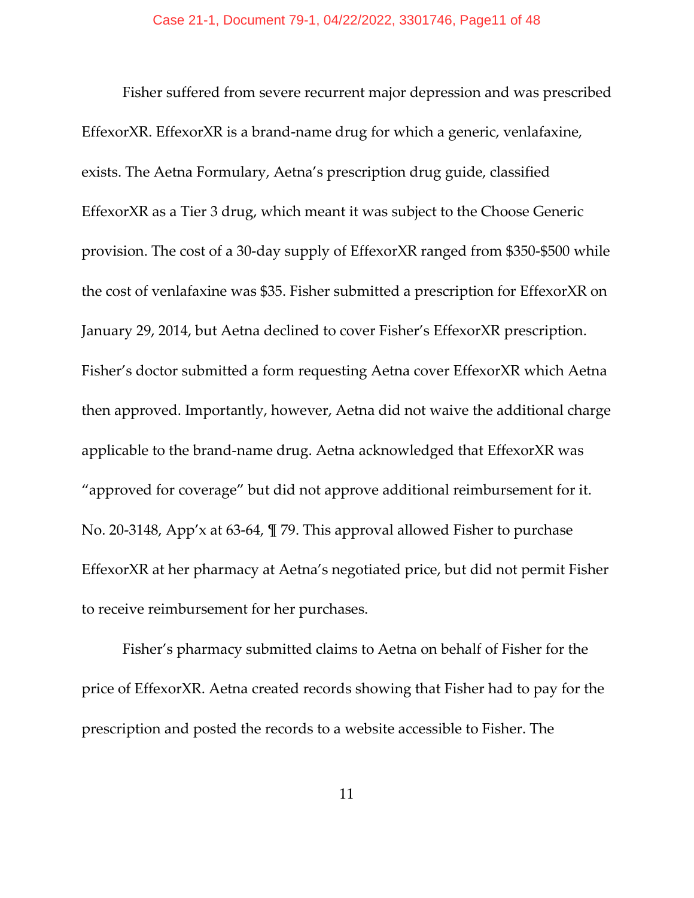Fisher suffered from severe recurrent major depression and was prescribed EffexorXR. EffexorXR is a brand-name drug for which a generic, venlafaxine, exists. The Aetna Formulary, Aetna's prescription drug guide, classified EffexorXR as a Tier 3 drug, which meant it was subject to the Choose Generic provision. The cost of a 30-day supply of EffexorXR ranged from $350-$500 while the cost of venlafaxine was $35. Fisher submitted a prescription for EffexorXR on January 29, 2014, but Aetna declined to cover Fisher's EffexorXR prescription. Fisher's doctor submitted a form requesting Aetna cover EffexorXR which Aetna then approved. Importantly, however, Aetna did not waive the additional charge applicable to the brand-name drug. Aetna acknowledged that EffexorXR was "approved for coverage" but did not approve additional reimbursement for it. No. 20-3148, App'x at 63-64, ¶ 79. This approval allowed Fisher to purchase EffexorXR at her pharmacy at Aetna's negotiated price, but did not permit Fisher to receive reimbursement for her purchases.

Fisher's pharmacy submitted claims to Aetna on behalf of Fisher for the price of EffexorXR. Aetna created records showing that Fisher had to pay for the prescription and posted the records to a website accessible to Fisher. The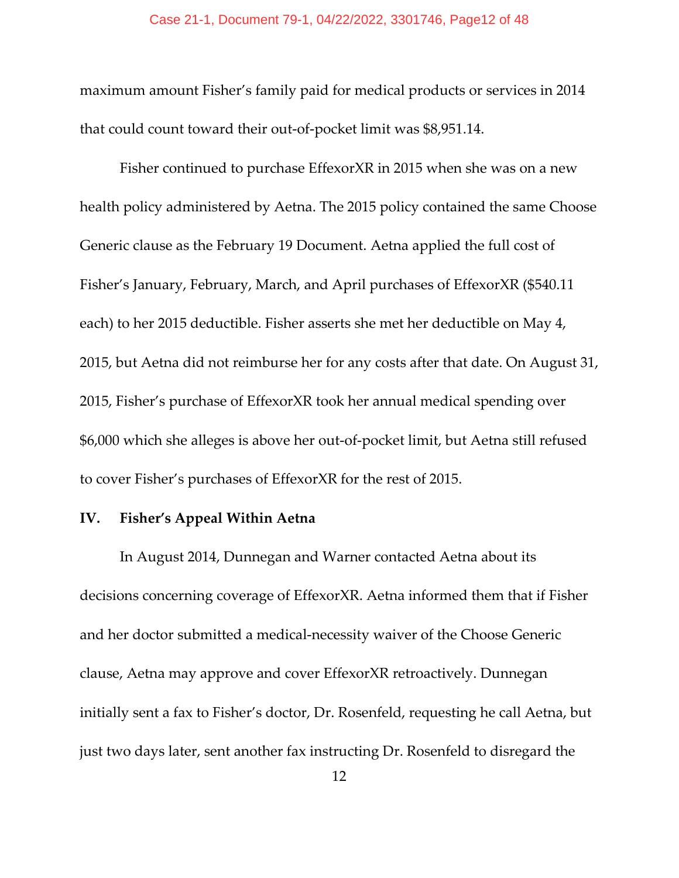maximum amount Fisher's family paid for medical products or services in 2014 that could count toward their out-of-pocket limit was $8,951.14.

Fisher continued to purchase EffexorXR in 2015 when she was on a new health policy administered by Aetna. The 2015 policy contained the same Choose Generic clause as the February 19 Document. Aetna applied the full cost of Fisher's January, February, March, and April purchases of EffexorXR ($540.11 each) to her 2015 deductible. Fisher asserts she met her deductible on May 4, 2015, but Aetna did not reimburse her for any costs after that date. On August 31, 2015, Fisher's purchase of EffexorXR took her annual medical spending over $6,000 which she alleges is above her out-of-pocket limit, but Aetna still refused to cover Fisher's purchases of EffexorXR for the rest of 2015.

## IV. Fisher's Appeal Within Aetna

In August 2014, Dunnegan and Warner contacted Aetna about its decisions concerning coverage of EffexorXR. Aetna informed them that if Fisher and her doctor submitted a medical-necessity waiver of the Choose Generic clause, Aetna may approve and cover EffexorXR retroactively. Dunnegan initially sent a fax to Fisher's doctor, Dr. Rosenfeld, requesting he call Aetna, but just two days later, sent another fax instructing Dr. Rosenfeld to disregard the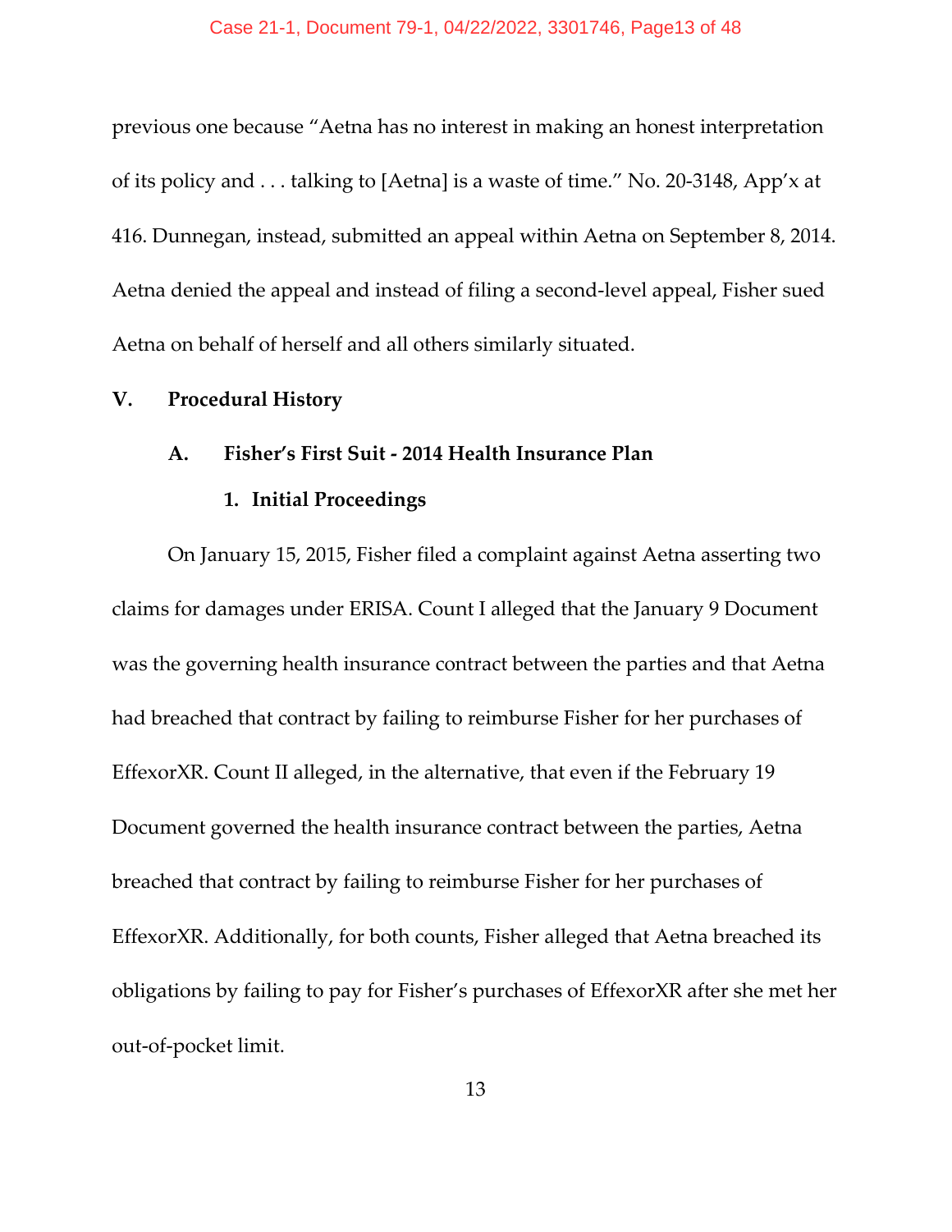previous one because "Aetna has no interest in making an honest interpretation of its policy and . . . talking to [Aetna] is a waste of time." No. 20-3148, App'x at 416. Dunnegan, instead, submitted an appeal within Aetna on September 8, 2014. Aetna denied the appeal and instead of filing a second-level appeal, Fisher sued Aetna on behalf of herself and all others similarly situated.

## V. Procedural History

### A. Fisher's First Suit - 2014 Health Insurance Plan

#### 1. Initial Proceedings

On January 15, 2015, Fisher filed a complaint against Aetna asserting two claims for damages under ERISA. Count I alleged that the January 9 Document was the governing health insurance contract between the parties and that Aetna had breached that contract by failing to reimburse Fisher for her purchases of EffexorXR. Count II alleged, in the alternative, that even if the February 19 Document governed the health insurance contract between the parties, Aetna breached that contract by failing to reimburse Fisher for her purchases of EffexorXR. Additionally, for both counts, Fisher alleged that Aetna breached its obligations by failing to pay for Fisher's purchases of EffexorXR after she met her out-of-pocket limit.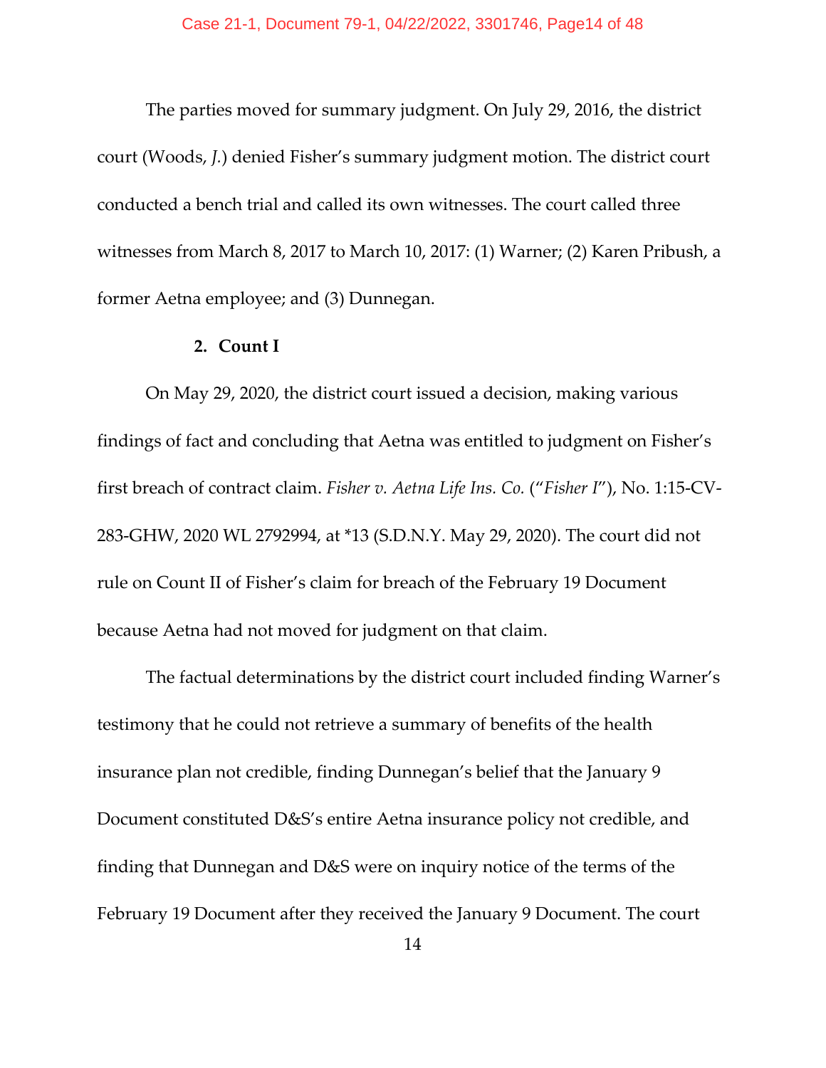The parties moved for summary judgment. On July 29, 2016, the district court (Woods, *J.*) denied Fisher's summary judgment motion. The district court conducted a bench trial and called its own witnesses. The court called three witnesses from March 8, 2017 to March 10, 2017: (1) Warner; (2) Karen Pribush, a former Aetna employee; and (3) Dunnegan.

### 2. Count I

On May 29, 2020, the district court issued a decision, making various findings of fact and concluding that Aetna was entitled to judgment on Fisher's first breach of contract claim. *Fisher v. Aetna Life Ins. Co.* ("*Fisher I*"), No. 1:15-CV-283-GHW, 2020 WL 2792994, at *13 (S.D.N.Y. May 29, 2020). The court did not rule on Count II of Fisher's claim for breach of the February 19 Document because Aetna had not moved for judgment on that claim.

The factual determinations by the district court included finding Warner's testimony that he could not retrieve a summary of benefits of the health insurance plan not credible, finding Dunnegan's belief that the January 9 Document constituted D&S's entire Aetna insurance policy not credible, and finding that Dunnegan and D&S were on inquiry notice of the terms of the February 19 Document after they received the January 9 Document. The court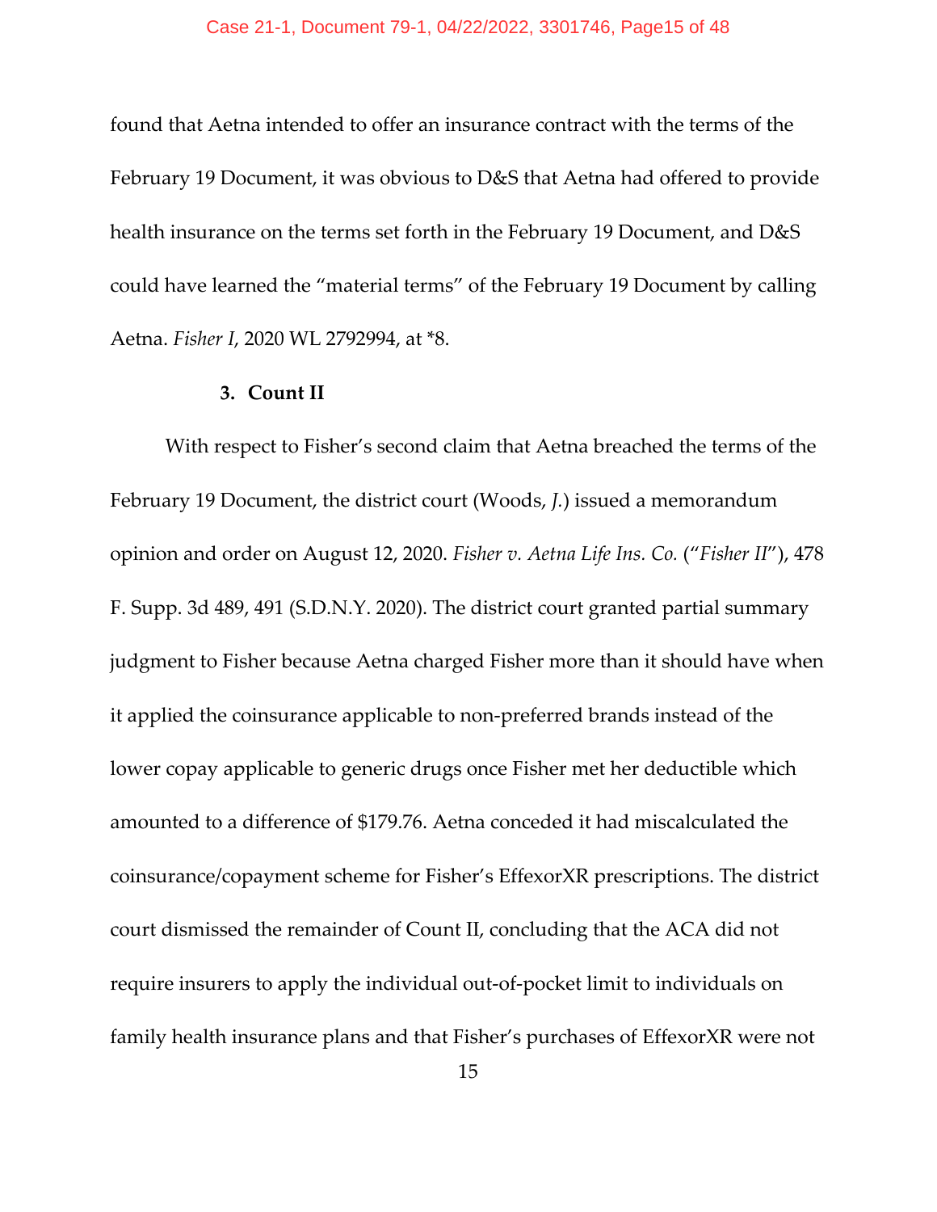found that Aetna intended to offer an insurance contract with the terms of the February 19 Document, it was obvious to D&S that Aetna had offered to provide health insurance on the terms set forth in the February 19 Document, and D&S could have learned the "material terms" of the February 19 Document by calling Aetna. *Fisher I*, 2020 WL 2792994, at *8.

### 3. Count II

With respect to Fisher's second claim that Aetna breached the terms of the February 19 Document, the district court (Woods, *J.*) issued a memorandum opinion and order on August 12, 2020. *Fisher v. Aetna Life Ins. Co.* ("*Fisher II*"), 478 F. Supp. 3d 489, 491 (S.D.N.Y. 2020). The district court granted partial summary judgment to Fisher because Aetna charged Fisher more than it should have when it applied the coinsurance applicable to non-preferred brands instead of the lower copay applicable to generic drugs once Fisher met her deductible which amounted to a difference of $179.76. Aetna conceded it had miscalculated the coinsurance/copayment scheme for Fisher's EffexorXR prescriptions. The district court dismissed the remainder of Count II, concluding that the ACA did not require insurers to apply the individual out-of-pocket limit to individuals on family health insurance plans and that Fisher's purchases of EffexorXR were not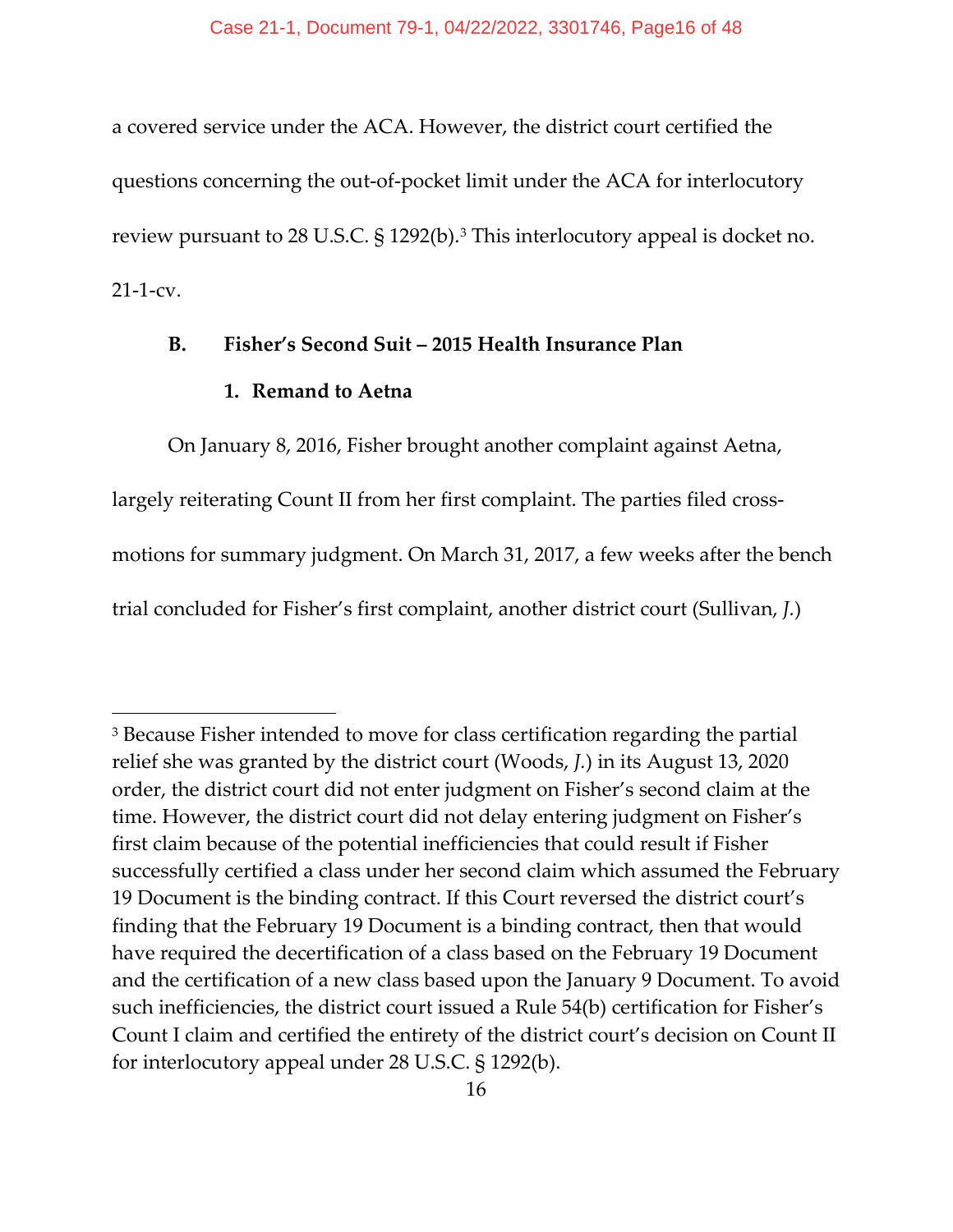a covered service under the ACA. However, the district court certified the questions concerning the out-of-pocket limit under the ACA for interlocutory review pursuant to 28 U.S.C. § 1292(b).[3] This interlocutory appeal is docket no. 21-1-cv.

### B. Fisher's Second Suit – 2015 Health Insurance Plan

#### 1. Remand to Aetna

On January 8, 2016, Fisher brought another complaint against Aetna, largely reiterating Count II from her first complaint. The parties filed cross-motions for summary judgment. On March 31, 2017, a few weeks after the bench trial concluded for Fisher's first complaint, another district court (Sullivan, *J.*)

---

[3] Because Fisher intended to move for class certification regarding the partial relief she was granted by the district court (Woods, *J.*) in its August 13, 2020 order, the district court did not enter judgment on Fisher's second claim at the time. However, the district court did not delay entering judgment on Fisher's first claim because of the potential inefficiencies that could result if Fisher successfully certified a class under her second claim which assumed the February 19 Document is the binding contract. If this Court reversed the district court's finding that the February 19 Document is a binding contract, then that would have required the decertification of a class based on the February 19 Document and the certification of a new class based upon the January 9 Document. To avoid such inefficiencies, the district court issued a Rule 54(b) certification for Fisher's Count I claim and certified the entirety of the district court's decision on Count II for interlocutory appeal under 28 U.S.C. § 1292(b).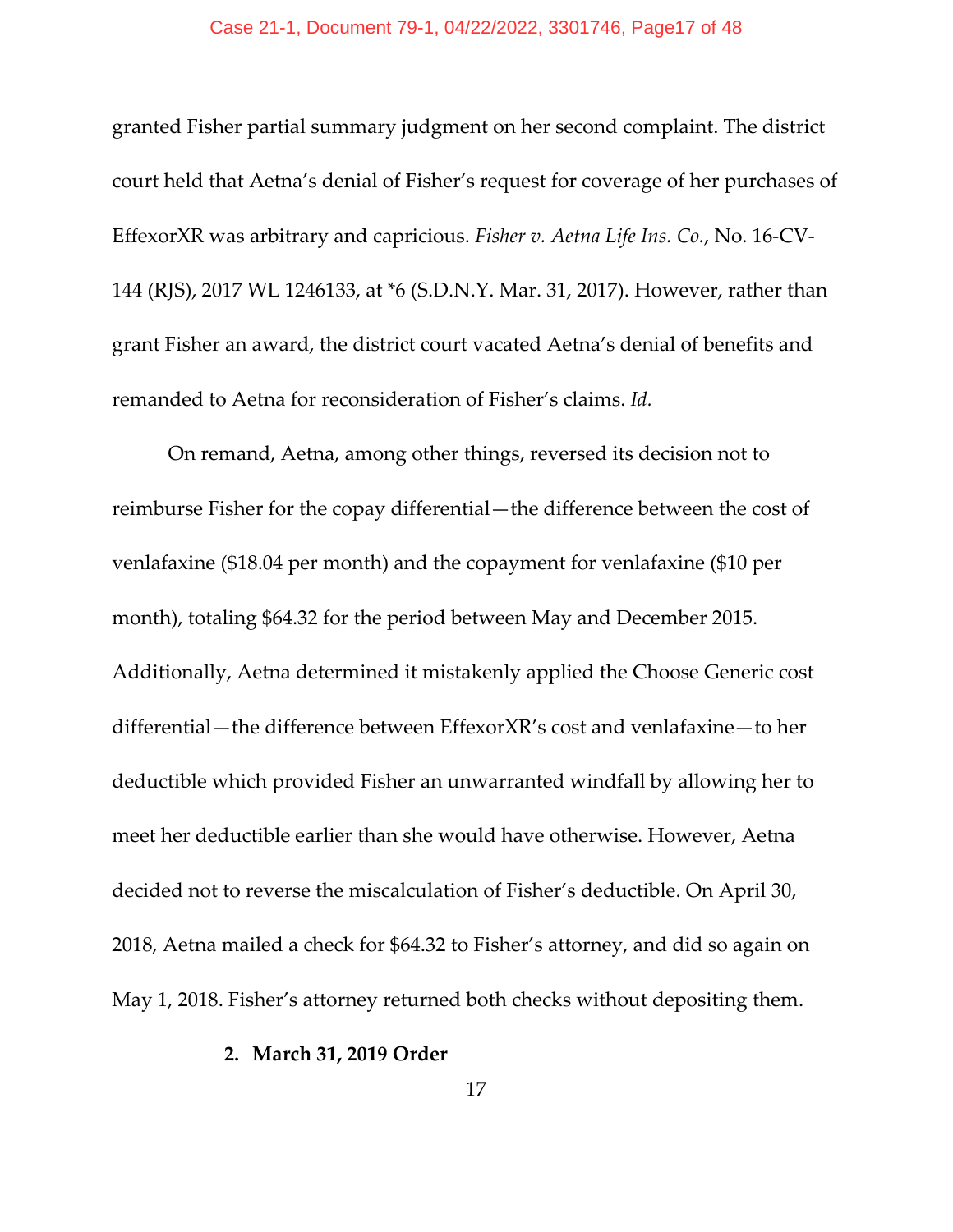granted Fisher partial summary judgment on her second complaint. The district court held that Aetna's denial of Fisher's request for coverage of her purchases of EffexorXR was arbitrary and capricious. *Fisher v. Aetna Life Ins. Co.*, No. 16-CV-144 (RJS), 2017 WL 1246133, at *6 (S.D.N.Y. Mar. 31, 2017). However, rather than grant Fisher an award, the district court vacated Aetna's denial of benefits and remanded to Aetna for reconsideration of Fisher's claims. *Id.*

On remand, Aetna, among other things, reversed its decision not to reimburse Fisher for the copay differential—the difference between the cost of venlafaxine ($18.04 per month) and the copayment for venlafaxine ($10 per month), totaling $64.32 for the period between May and December 2015. Additionally, Aetna determined it mistakenly applied the Choose Generic cost differential—the difference between EffexorXR's cost and venlafaxine—to her deductible which provided Fisher an unwarranted windfall by allowing her to meet her deductible earlier than she would have otherwise. However, Aetna decided not to reverse the miscalculation of Fisher's deductible. On April 30, 2018, Aetna mailed a check for $64.32 to Fisher's attorney, and did so again on May 1, 2018. Fisher's attorney returned both checks without depositing them.

**2. March 31, 2019 Order**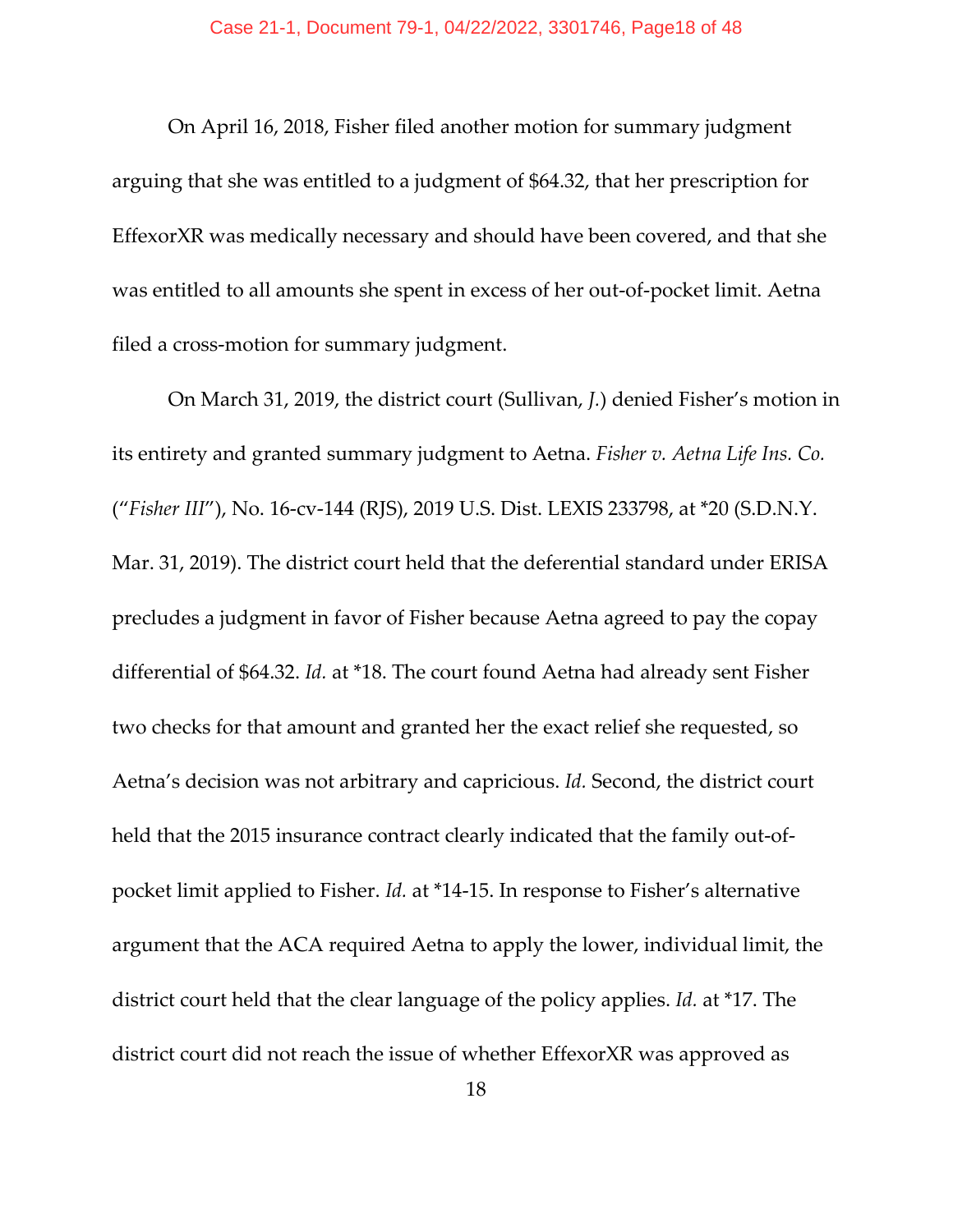On April 16, 2018, Fisher filed another motion for summary judgment arguing that she was entitled to a judgment of $64.32, that her prescription for EffexorXR was medically necessary and should have been covered, and that she was entitled to all amounts she spent in excess of her out-of-pocket limit. Aetna filed a cross-motion for summary judgment.

On March 31, 2019, the district court (Sullivan, *J.*) denied Fisher's motion in its entirety and granted summary judgment to Aetna. *Fisher v. Aetna Life Ins. Co.* ("*Fisher III*"), No. 16-cv-144 (RJS), 2019 U.S. Dist. LEXIS 233798, at *20 (S.D.N.Y. Mar. 31, 2019). The district court held that the deferential standard under ERISA precludes a judgment in favor of Fisher because Aetna agreed to pay the copay differential of $64.32. *Id.* at *18. The court found Aetna had already sent Fisher two checks for that amount and granted her the exact relief she requested, so Aetna's decision was not arbitrary and capricious. *Id.* Second, the district court held that the 2015 insurance contract clearly indicated that the family out-of-pocket limit applied to Fisher. *Id.* at *14-15. In response to Fisher's alternative argument that the ACA required Aetna to apply the lower, individual limit, the district court held that the clear language of the policy applies. *Id.* at *17. The district court did not reach the issue of whether EffexorXR was approved as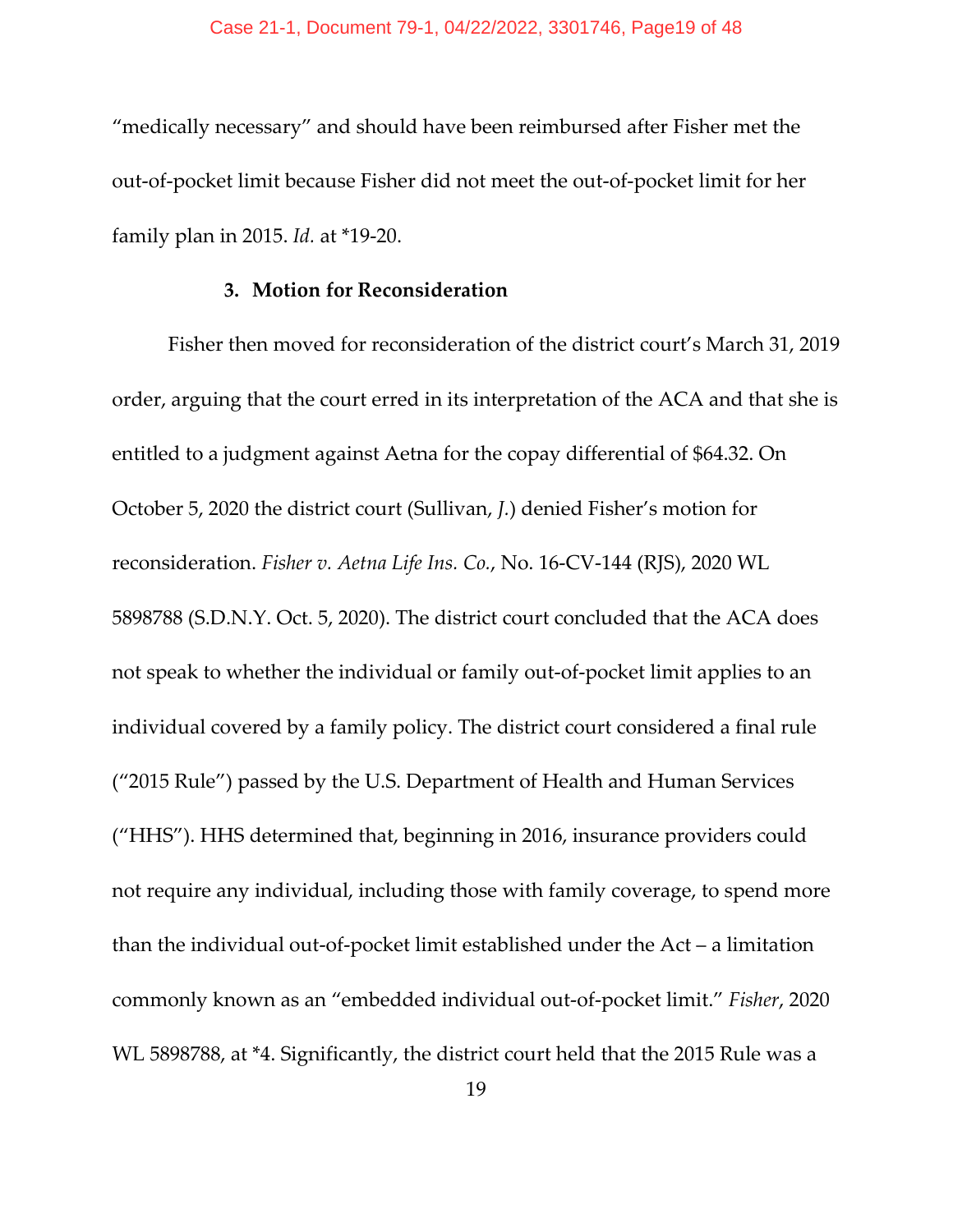"medically necessary" and should have been reimbursed after Fisher met the out-of-pocket limit because Fisher did not meet the out-of-pocket limit for her family plan in 2015. *Id.* at *19-20.

### 3. Motion for Reconsideration

Fisher then moved for reconsideration of the district court's March 31, 2019 order, arguing that the court erred in its interpretation of the ACA and that she is entitled to a judgment against Aetna for the copay differential of $64.32. On October 5, 2020 the district court (Sullivan, *J.*) denied Fisher's motion for reconsideration. *Fisher v. Aetna Life Ins. Co.*, No. 16-CV-144 (RJS), 2020 WL 5898788 (S.D.N.Y. Oct. 5, 2020). The district court concluded that the ACA does not speak to whether the individual or family out-of-pocket limit applies to an individual covered by a family policy. The district court considered a final rule ("2015 Rule") passed by the U.S. Department of Health and Human Services ("HHS"). HHS determined that, beginning in 2016, insurance providers could not require any individual, including those with family coverage, to spend more than the individual out-of-pocket limit established under the Act – a limitation commonly known as an "embedded individual out-of-pocket limit." *Fisher*, 2020 WL 5898788, at *4. Significantly, the district court held that the 2015 Rule was a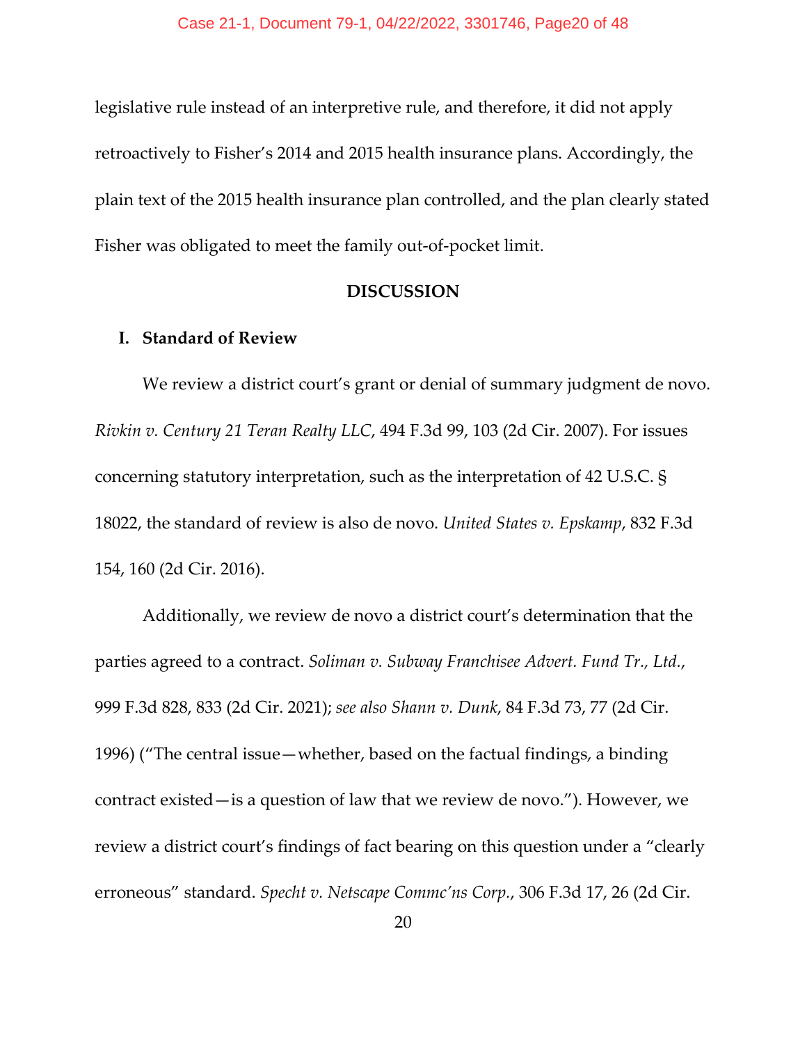legislative rule instead of an interpretive rule, and therefore, it did not apply retroactively to Fisher's 2014 and 2015 health insurance plans. Accordingly, the plain text of the 2015 health insurance plan controlled, and the plan clearly stated Fisher was obligated to meet the family out-of-pocket limit.

## DISCUSSION

### I. Standard of Review

We review a district court's grant or denial of summary judgment de novo. *Rivkin v. Century 21 Teran Realty LLC*, 494 F.3d 99, 103 (2d Cir. 2007). For issues concerning statutory interpretation, such as the interpretation of 42 U.S.C. § 18022, the standard of review is also de novo. *United States v. Epskamp*, 832 F.3d 154, 160 (2d Cir. 2016).

Additionally, we review de novo a district court's determination that the parties agreed to a contract. *Soliman v. Subway Franchisee Advert. Fund Tr., Ltd.*, 999 F.3d 828, 833 (2d Cir. 2021); *see also Shann v. Dunk*, 84 F.3d 73, 77 (2d Cir. 1996) ("The central issue—whether, based on the factual findings, a binding contract existed—is a question of law that we review de novo."). However, we review a district court's findings of fact bearing on this question under a "clearly erroneous" standard. *Specht v. Netscape Commc'ns Corp.*, 306 F.3d 17, 26 (2d Cir.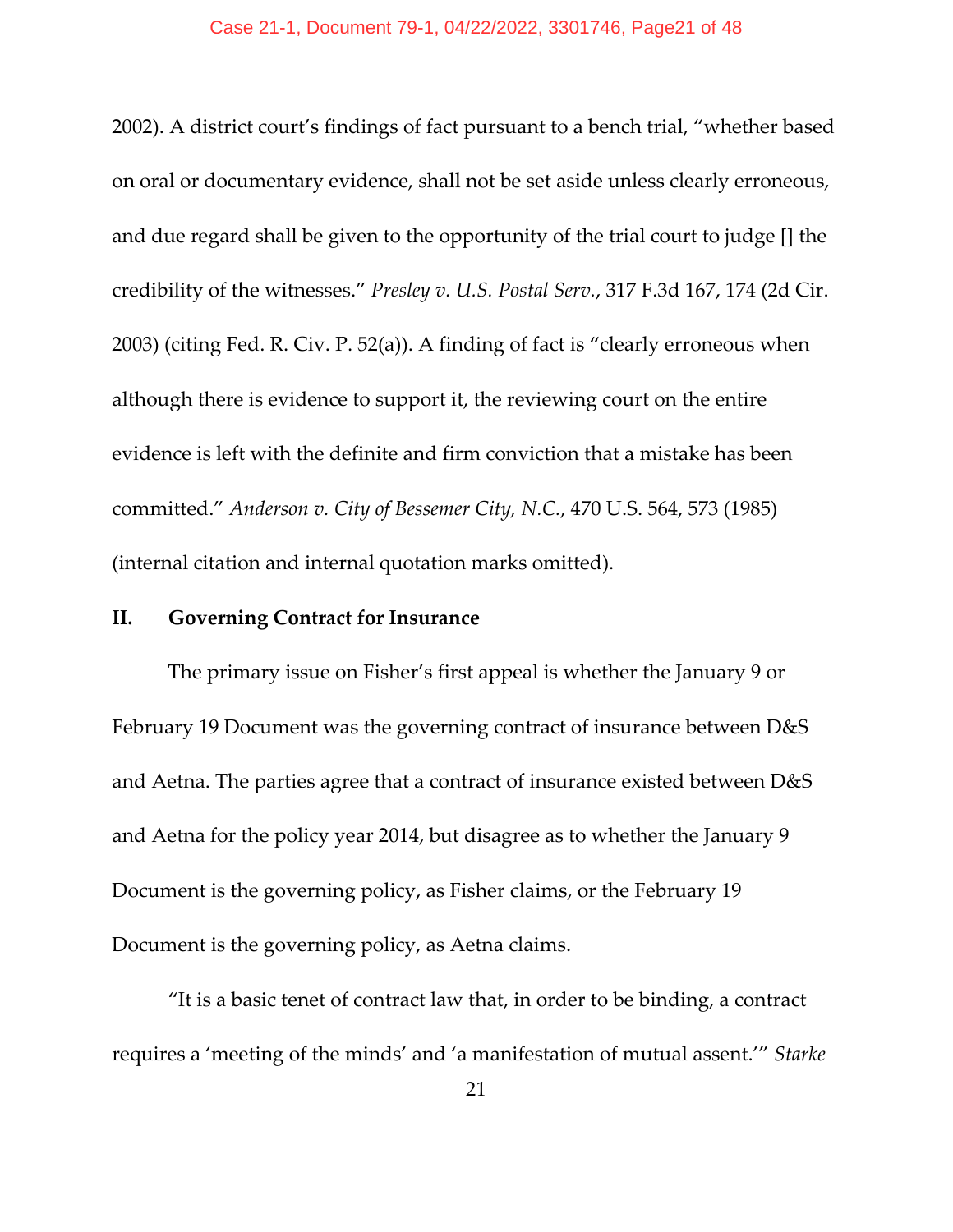2002). A district court's findings of fact pursuant to a bench trial, "whether based on oral or documentary evidence, shall not be set aside unless clearly erroneous, and due regard shall be given to the opportunity of the trial court to judge [] the credibility of the witnesses." *Presley v. U.S. Postal Serv.*, 317 F.3d 167, 174 (2d Cir. 2003) (citing Fed. R. Civ. P. 52(a)). A finding of fact is "clearly erroneous when although there is evidence to support it, the reviewing court on the entire evidence is left with the definite and firm conviction that a mistake has been committed." *Anderson v. City of Bessemer City, N.C.*, 470 U.S. 564, 573 (1985) (internal citation and internal quotation marks omitted).

## II. Governing Contract for Insurance

The primary issue on Fisher's first appeal is whether the January 9 or February 19 Document was the governing contract of insurance between D&S and Aetna. The parties agree that a contract of insurance existed between D&S and Aetna for the policy year 2014, but disagree as to whether the January 9 Document is the governing policy, as Fisher claims, or the February 19 Document is the governing policy, as Aetna claims.

"It is a basic tenet of contract law that, in order to be binding, a contract requires a 'meeting of the minds' and 'a manifestation of mutual assent.'" *Starke*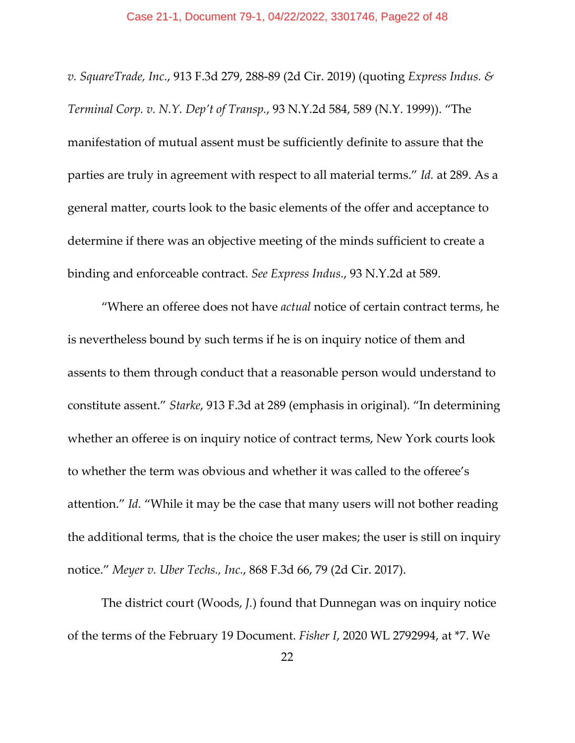*v. SquareTrade, Inc.*, 913 F.3d 279, 288-89 (2d Cir. 2019) (quoting *Express Indus. & Terminal Corp. v. N.Y. Dep't of Transp.*, 93 N.Y.2d 584, 589 (N.Y. 1999)). "The manifestation of mutual assent must be sufficiently definite to assure that the parties are truly in agreement with respect to all material terms." *Id.* at 289. As a general matter, courts look to the basic elements of the offer and acceptance to determine if there was an objective meeting of the minds sufficient to create a binding and enforceable contract. *See Express Indus.*, 93 N.Y.2d at 589.

"Where an offeree does not have *actual* notice of certain contract terms, he is nevertheless bound by such terms if he is on inquiry notice of them and assents to them through conduct that a reasonable person would understand to constitute assent." *Starke*, 913 F.3d at 289 (emphasis in original). "In determining whether an offeree is on inquiry notice of contract terms, New York courts look to whether the term was obvious and whether it was called to the offeree's attention." *Id.* "While it may be the case that many users will not bother reading the additional terms, that is the choice the user makes; the user is still on inquiry notice." *Meyer v. Uber Techs., Inc.*, 868 F.3d 66, 79 (2d Cir. 2017).

The district court (Woods, *J.*) found that Dunnegan was on inquiry notice of the terms of the February 19 Document. *Fisher I*, 2020 WL 2792994, at \*7. We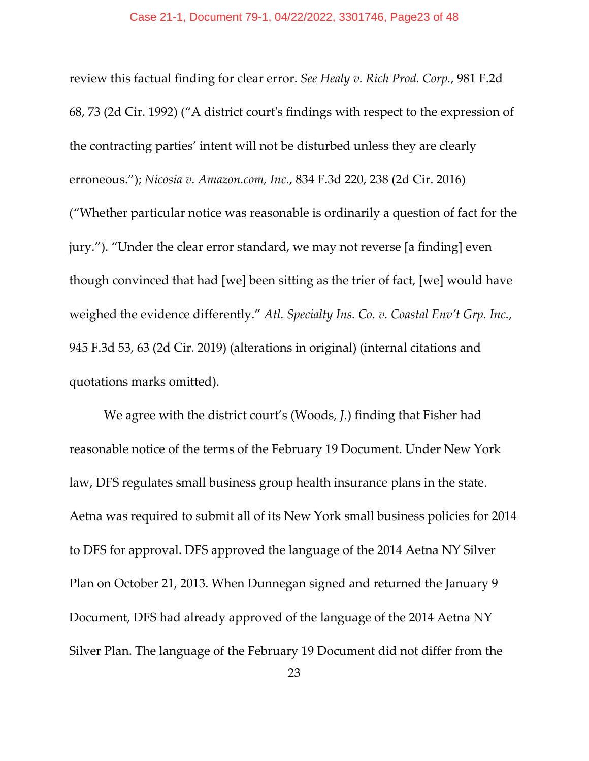review this factual finding for clear error. *See Healy v. Rich Prod. Corp.*, 981 F.2d 68, 73 (2d Cir. 1992) ("A district court's findings with respect to the expression of the contracting parties' intent will not be disturbed unless they are clearly erroneous."); *Nicosia v. Amazon.com, Inc.*, 834 F.3d 220, 238 (2d Cir. 2016) ("Whether particular notice was reasonable is ordinarily a question of fact for the jury."). "Under the clear error standard, we may not reverse [a finding] even though convinced that had [we] been sitting as the trier of fact, [we] would have weighed the evidence differently." *Atl. Specialty Ins. Co. v. Coastal Env't Grp. Inc.*, 945 F.3d 53, 63 (2d Cir. 2019) (alterations in original) (internal citations and quotations marks omitted).

We agree with the district court's (Woods, *J.*) finding that Fisher had reasonable notice of the terms of the February 19 Document. Under New York law, DFS regulates small business group health insurance plans in the state. Aetna was required to submit all of its New York small business policies for 2014 to DFS for approval. DFS approved the language of the 2014 Aetna NY Silver Plan on October 21, 2013. When Dunnegan signed and returned the January 9 Document, DFS had already approved of the language of the 2014 Aetna NY Silver Plan. The language of the February 19 Document did not differ from the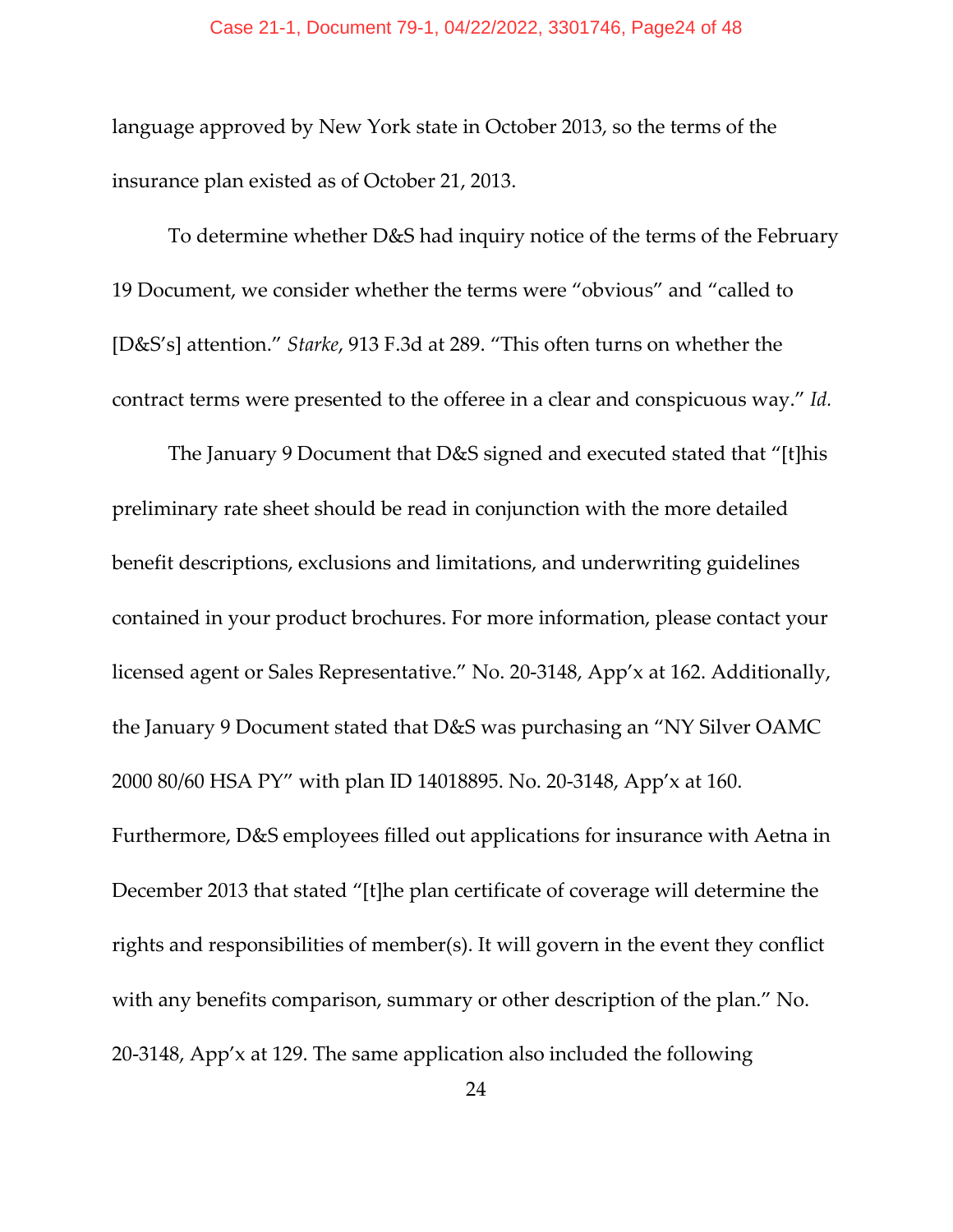language approved by New York state in October 2013, so the terms of the insurance plan existed as of October 21, 2013.

To determine whether D&S had inquiry notice of the terms of the February 19 Document, we consider whether the terms were "obvious" and "called to [D&S's] attention." *Starke*, 913 F.3d at 289. "This often turns on whether the contract terms were presented to the offeree in a clear and conspicuous way." *Id.*

The January 9 Document that D&S signed and executed stated that "[t]his preliminary rate sheet should be read in conjunction with the more detailed benefit descriptions, exclusions and limitations, and underwriting guidelines contained in your product brochures. For more information, please contact your licensed agent or Sales Representative." No. 20-3148, App'x at 162. Additionally, the January 9 Document stated that D&S was purchasing an "NY Silver OAMC 2000 80/60 HSA PY" with plan ID 14018895. No. 20-3148, App'x at 160. Furthermore, D&S employees filled out applications for insurance with Aetna in December 2013 that stated "[t]he plan certificate of coverage will determine the rights and responsibilities of member(s). It will govern in the event they conflict with any benefits comparison, summary or other description of the plan." No. 20-3148, App'x at 129. The same application also included the following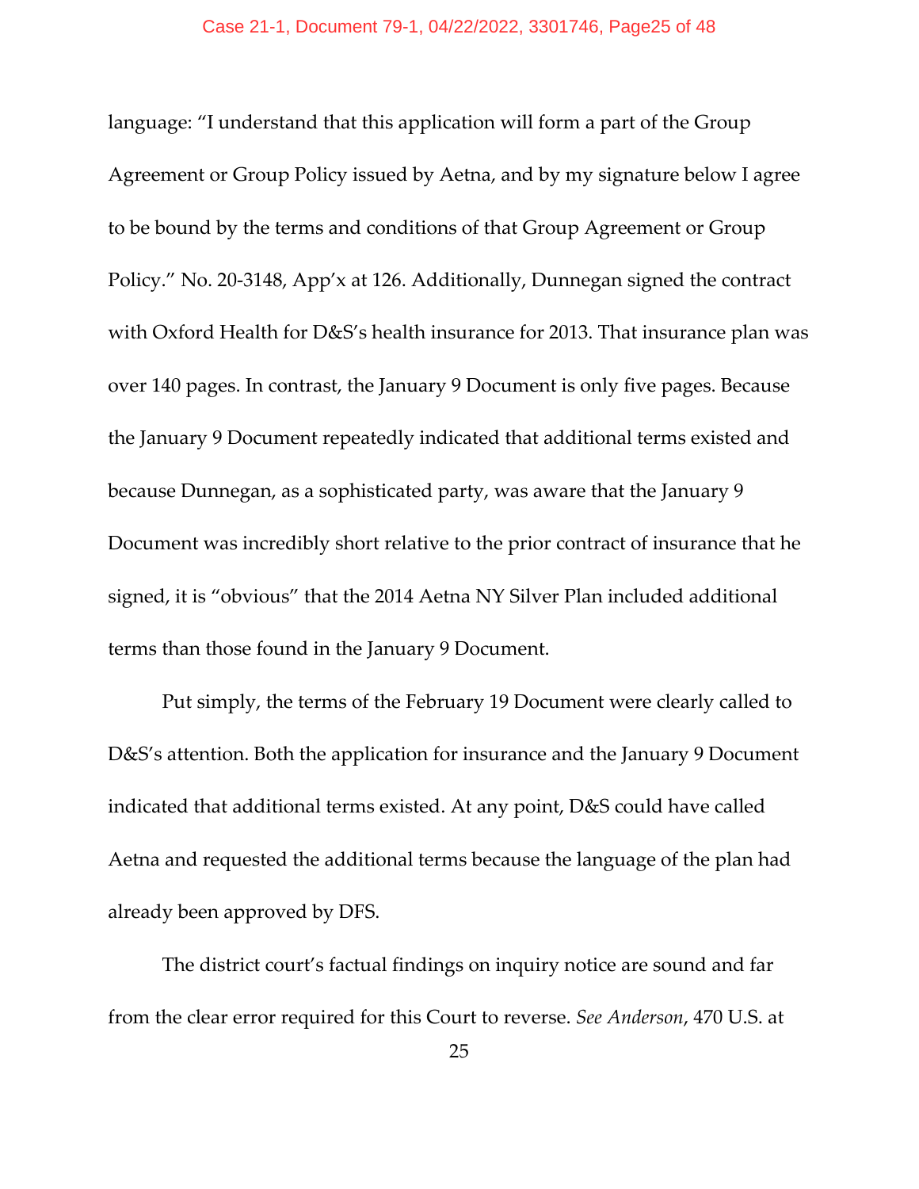language: "I understand that this application will form a part of the Group Agreement or Group Policy issued by Aetna, and by my signature below I agree to be bound by the terms and conditions of that Group Agreement or Group Policy." No. 20-3148, App'x at 126. Additionally, Dunnegan signed the contract with Oxford Health for D&S's health insurance for 2013. That insurance plan was over 140 pages. In contrast, the January 9 Document is only five pages. Because the January 9 Document repeatedly indicated that additional terms existed and because Dunnegan, as a sophisticated party, was aware that the January 9 Document was incredibly short relative to the prior contract of insurance that he signed, it is "obvious" that the 2014 Aetna NY Silver Plan included additional terms than those found in the January 9 Document.

Put simply, the terms of the February 19 Document were clearly called to D&S's attention. Both the application for insurance and the January 9 Document indicated that additional terms existed. At any point, D&S could have called Aetna and requested the additional terms because the language of the plan had already been approved by DFS.

The district court's factual findings on inquiry notice are sound and far from the clear error required for this Court to reverse. *See Anderson*, 470 U.S. at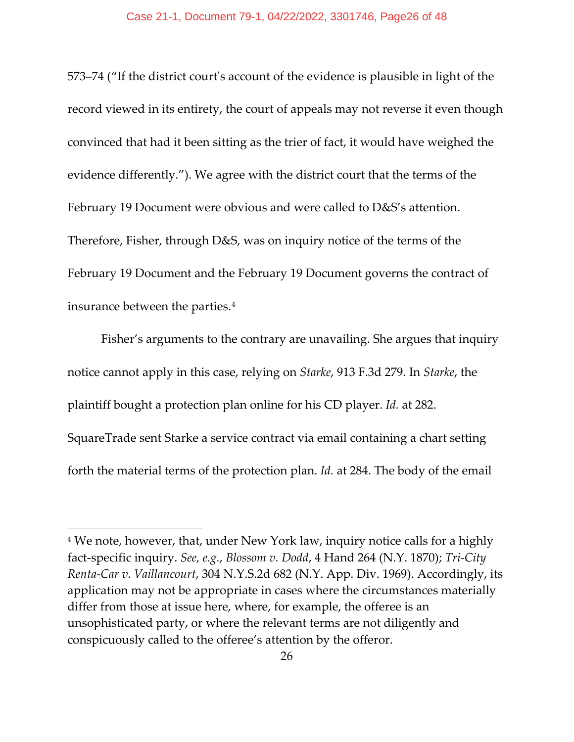573–74 ("If the district court's account of the evidence is plausible in light of the record viewed in its entirety, the court of appeals may not reverse it even though convinced that had it been sitting as the trier of fact, it would have weighed the evidence differently."). We agree with the district court that the terms of the February 19 Document were obvious and were called to D&S's attention. Therefore, Fisher, through D&S, was on inquiry notice of the terms of the February 19 Document and the February 19 Document governs the contract of insurance between the parties.[4]

Fisher's arguments to the contrary are unavailing. She argues that inquiry notice cannot apply in this case, relying on *Starke*, 913 F.3d 279. In *Starke*, the plaintiff bought a protection plan online for his CD player. *Id.* at 282. SquareTrade sent Starke a service contract via email containing a chart setting forth the material terms of the protection plan. *Id.* at 284. The body of the email

---

[4] We note, however, that, under New York law, inquiry notice calls for a highly fact-specific inquiry. *See, e.g.*, *Blossom v. Dodd*, 4 Hand 264 (N.Y. 1870); *Tri-City Renta-Car v. Vaillancourt*, 304 N.Y.S.2d 682 (N.Y. App. Div. 1969). Accordingly, its application may not be appropriate in cases where the circumstances materially differ from those at issue here, where, for example, the offeree is an unsophisticated party, or where the relevant terms are not diligently and conspicuously called to the offeree's attention by the offeror.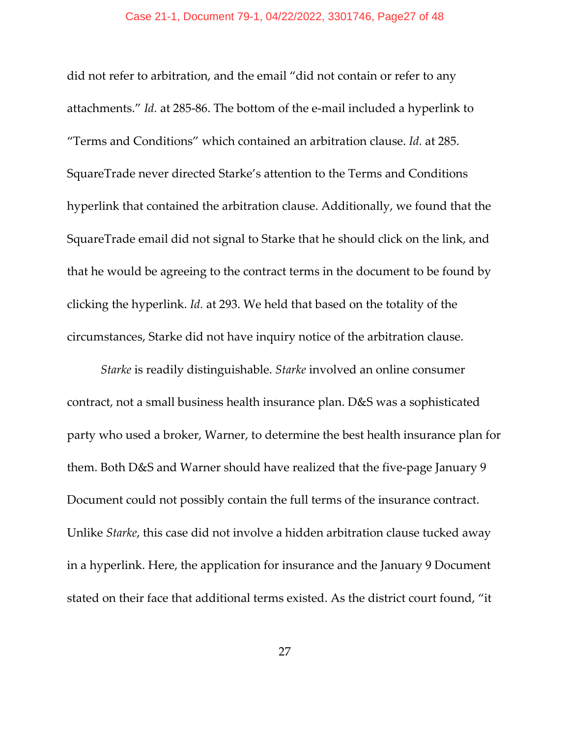did not refer to arbitration, and the email "did not contain or refer to any attachments." *Id.* at 285-86. The bottom of the e-mail included a hyperlink to "Terms and Conditions" which contained an arbitration clause. *Id.* at 285. SquareTrade never directed Starke's attention to the Terms and Conditions hyperlink that contained the arbitration clause. Additionally, we found that the SquareTrade email did not signal to Starke that he should click on the link, and that he would be agreeing to the contract terms in the document to be found by clicking the hyperlink. *Id.* at 293. We held that based on the totality of the circumstances, Starke did not have inquiry notice of the arbitration clause.

*Starke* is readily distinguishable. *Starke* involved an online consumer contract, not a small business health insurance plan. D&S was a sophisticated party who used a broker, Warner, to determine the best health insurance plan for them. Both D&S and Warner should have realized that the five-page January 9 Document could not possibly contain the full terms of the insurance contract. Unlike *Starke*, this case did not involve a hidden arbitration clause tucked away in a hyperlink. Here, the application for insurance and the January 9 Document stated on their face that additional terms existed. As the district court found, "it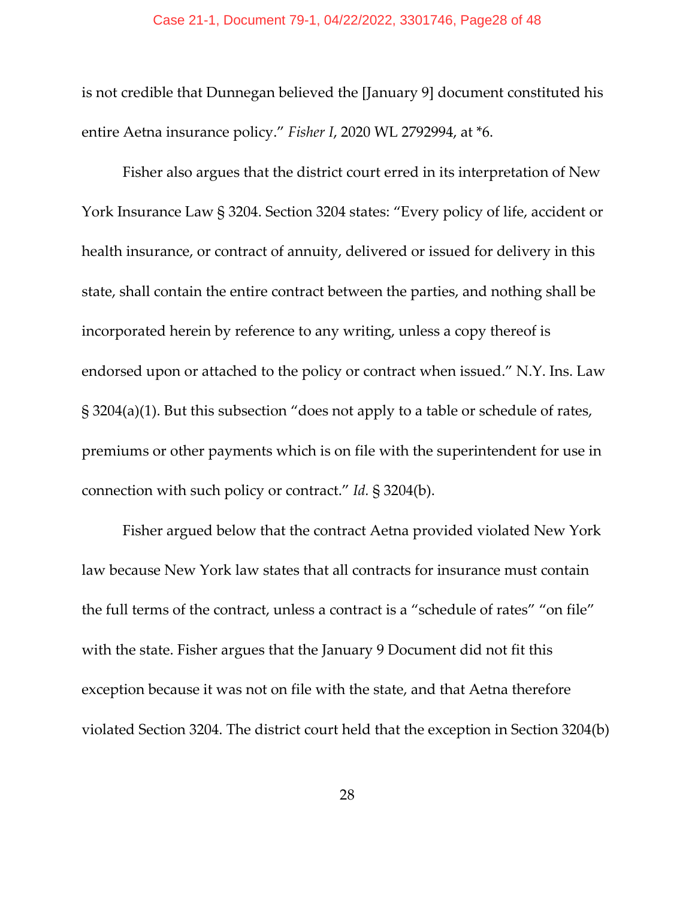is not credible that Dunnegan believed the [January 9] document constituted his entire Aetna insurance policy." *Fisher I*, 2020 WL 2792994, at *6.

Fisher also argues that the district court erred in its interpretation of New York Insurance Law § 3204. Section 3204 states: "Every policy of life, accident or health insurance, or contract of annuity, delivered or issued for delivery in this state, shall contain the entire contract between the parties, and nothing shall be incorporated herein by reference to any writing, unless a copy thereof is endorsed upon or attached to the policy or contract when issued." N.Y. Ins. Law § 3204(a)(1). But this subsection "does not apply to a table or schedule of rates, premiums or other payments which is on file with the superintendent for use in connection with such policy or contract." *Id.* § 3204(b).

Fisher argued below that the contract Aetna provided violated New York law because New York law states that all contracts for insurance must contain the full terms of the contract, unless a contract is a "schedule of rates" "on file" with the state. Fisher argues that the January 9 Document did not fit this exception because it was not on file with the state, and that Aetna therefore violated Section 3204. The district court held that the exception in Section 3204(b)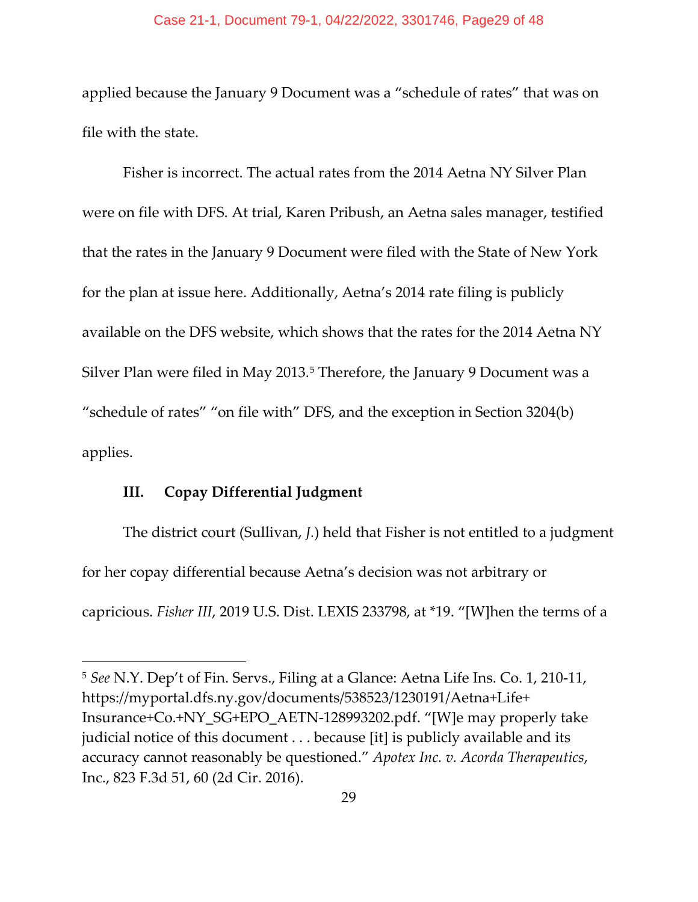applied because the January 9 Document was a "schedule of rates" that was on file with the state.

Fisher is incorrect. The actual rates from the 2014 Aetna NY Silver Plan were on file with DFS. At trial, Karen Pribush, an Aetna sales manager, testified that the rates in the January 9 Document were filed with the State of New York for the plan at issue here. Additionally, Aetna's 2014 rate filing is publicly available on the DFS website, which shows that the rates for the 2014 Aetna NY Silver Plan were filed in May 2013.[5] Therefore, the January 9 Document was a "schedule of rates" "on file with" DFS, and the exception in Section 3204(b) applies.

### III. Copay Differential Judgment

The district court (Sullivan, *J.*) held that Fisher is not entitled to a judgment for her copay differential because Aetna's decision was not arbitrary or capricious. *Fisher III*, 2019 U.S. Dist. LEXIS 233798, at *19. "[W]hen the terms of a

---

[5] *See* N.Y. Dep't of Fin. Servs., Filing at a Glance: Aetna Life Ins. Co. 1, 210-11, https://myportal.dfs.ny.gov/documents/538523/1230191/Aetna+Life+Insurance+Co.+NY_SG+EPO_AETN-128993202.pdf. "[W]e may properly take judicial notice of this document . . . because [it] is publicly available and its accuracy cannot reasonably be questioned." *Apotex Inc. v. Acorda Therapeutics*, Inc., 823 F.3d 51, 60 (2d Cir. 2016).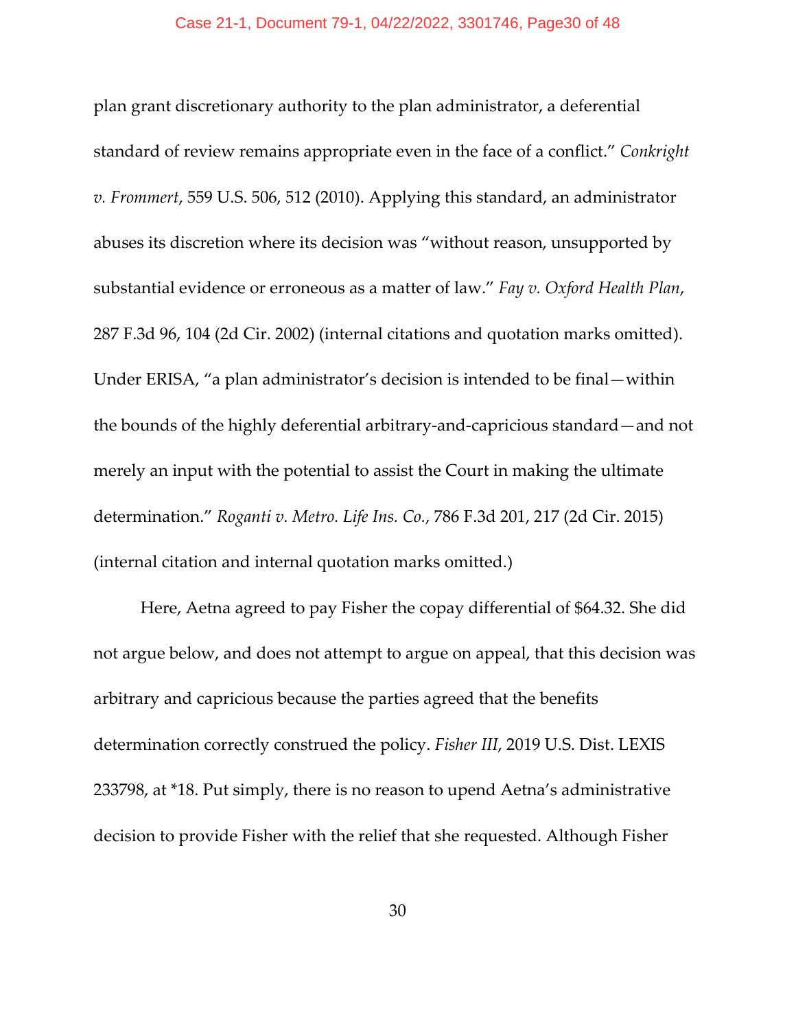plan grant discretionary authority to the plan administrator, a deferential standard of review remains appropriate even in the face of a conflict." *Conkright v. Frommert*, 559 U.S. 506, 512 (2010). Applying this standard, an administrator abuses its discretion where its decision was "without reason, unsupported by substantial evidence or erroneous as a matter of law." *Fay v. Oxford Health Plan*, 287 F.3d 96, 104 (2d Cir. 2002) (internal citations and quotation marks omitted). Under ERISA, "a plan administrator's decision is intended to be final—within the bounds of the highly deferential arbitrary-and-capricious standard—and not merely an input with the potential to assist the Court in making the ultimate determination." *Roganti v. Metro. Life Ins. Co.*, 786 F.3d 201, 217 (2d Cir. 2015) (internal citation and internal quotation marks omitted.)

Here, Aetna agreed to pay Fisher the copay differential of $64.32. She did not argue below, and does not attempt to argue on appeal, that this decision was arbitrary and capricious because the parties agreed that the benefits determination correctly construed the policy. *Fisher III*, 2019 U.S. Dist. LEXIS 233798, at *18. Put simply, there is no reason to upend Aetna's administrative decision to provide Fisher with the relief that she requested. Although Fisher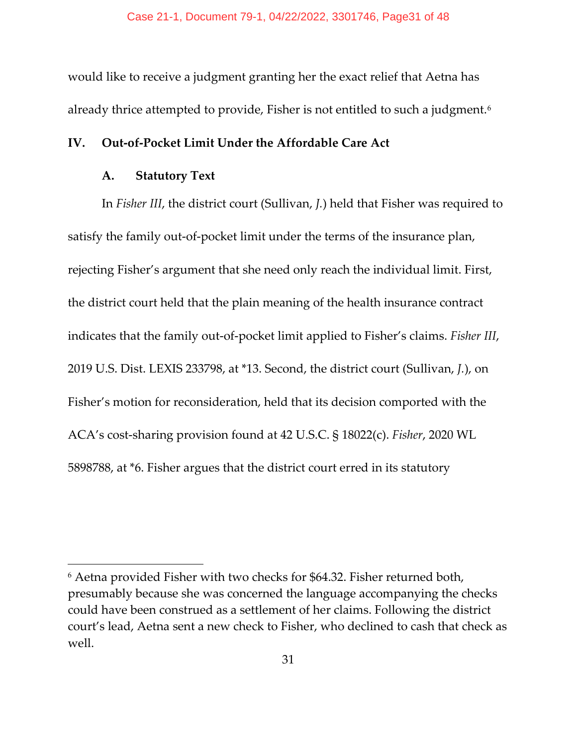would like to receive a judgment granting her the exact relief that Aetna has already thrice attempted to provide, Fisher is not entitled to such a judgment.[6]

## IV. Out-of-Pocket Limit Under the Affordable Care Act

### A. Statutory Text

In *Fisher III*, the district court (Sullivan, *J.*) held that Fisher was required to satisfy the family out-of-pocket limit under the terms of the insurance plan, rejecting Fisher's argument that she need only reach the individual limit. First, the district court held that the plain meaning of the health insurance contract indicates that the family out-of-pocket limit applied to Fisher's claims. *Fisher III*, 2019 U.S. Dist. LEXIS 233798, at *13. Second, the district court (Sullivan, *J.*), on Fisher's motion for reconsideration, held that its decision comported with the ACA's cost-sharing provision found at 42 U.S.C. § 18022(c). *Fisher*, 2020 WL 5898788, at *6. Fisher argues that the district court erred in its statutory

---

[6] Aetna provided Fisher with two checks for $64.32. Fisher returned both, presumably because she was concerned the language accompanying the checks could have been construed as a settlement of her claims. Following the district court's lead, Aetna sent a new check to Fisher, who declined to cash that check as well.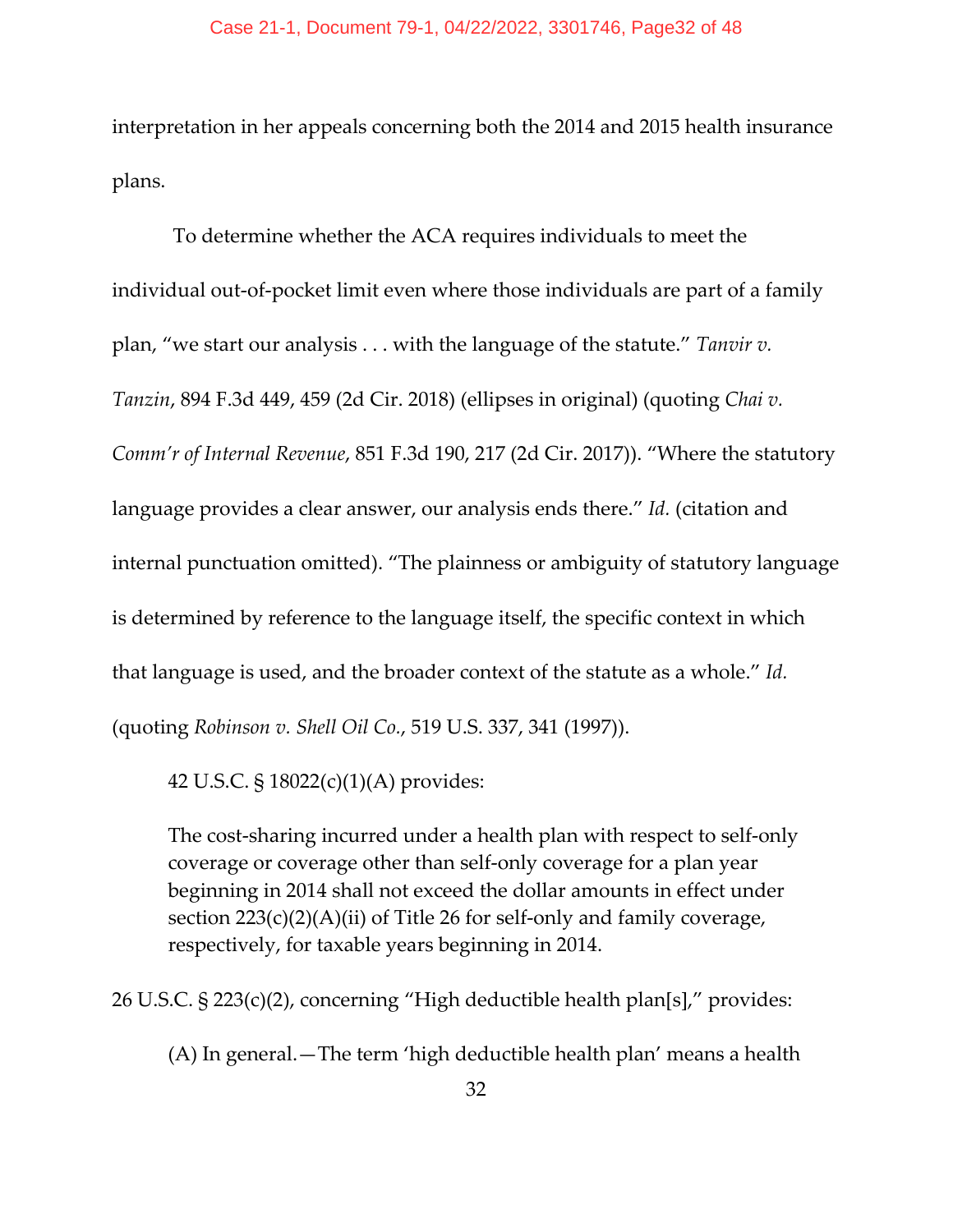interpretation in her appeals concerning both the 2014 and 2015 health insurance plans.

To determine whether the ACA requires individuals to meet the individual out-of-pocket limit even where those individuals are part of a family plan, "we start our analysis . . . with the language of the statute." *Tanvir v. Tanzin*, 894 F.3d 449, 459 (2d Cir. 2018) (ellipses in original) (quoting *Chai v. Comm'r of Internal Revenue*, 851 F.3d 190, 217 (2d Cir. 2017)). "Where the statutory language provides a clear answer, our analysis ends there." *Id.* (citation and internal punctuation omitted). "The plainness or ambiguity of statutory language is determined by reference to the language itself, the specific context in which that language is used, and the broader context of the statute as a whole." *Id.* (quoting *Robinson v. Shell Oil Co.*, 519 U.S. 337, 341 (1997)).

42 U.S.C. § 18022(c)(1)(A) provides:

> The cost-sharing incurred under a health plan with respect to self-only coverage or coverage other than self-only coverage for a plan year beginning in 2014 shall not exceed the dollar amounts in effect under section 223(c)(2)(A)(ii) of Title 26 for self-only and family coverage, respectively, for taxable years beginning in 2014.

26 U.S.C. § 223(c)(2), concerning "High deductible health plan[s]," provides:

> (A) In general.—The term 'high deductible health plan' means a health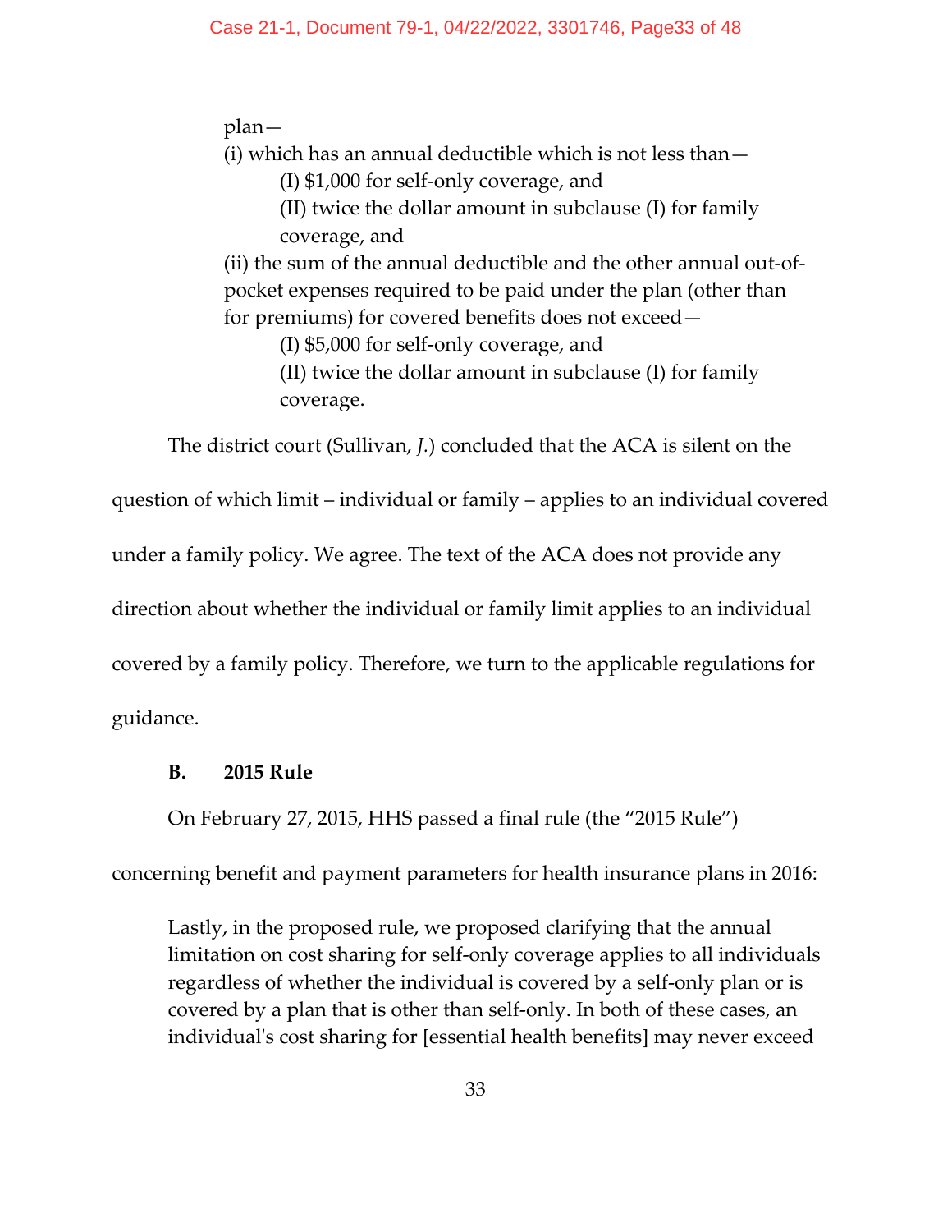plan—

(i) which has an annual deductible which is not less than—

(I) $1,000 for self-only coverage, and

(II) twice the dollar amount in subclause (I) for family coverage, and

(ii) the sum of the annual deductible and the other annual out-of-pocket expenses required to be paid under the plan (other than for premiums) for covered benefits does not exceed—

(I) $5,000 for self-only coverage, and

(II) twice the dollar amount in subclause (I) for family coverage.

The district court (Sullivan, *J.*) concluded that the ACA is silent on the question of which limit – individual or family – applies to an individual covered under a family policy. We agree. The text of the ACA does not provide any direction about whether the individual or family limit applies to an individual covered by a family policy. Therefore, we turn to the applicable regulations for guidance.

### B. 2015 Rule

On February 27, 2015, HHS passed a final rule (the "2015 Rule") concerning benefit and payment parameters for health insurance plans in 2016:

> Lastly, in the proposed rule, we proposed clarifying that the annual limitation on cost sharing for self-only coverage applies to all individuals regardless of whether the individual is covered by a self-only plan or is covered by a plan that is other than self-only. In both of these cases, an individual's cost sharing for [essential health benefits] may never exceed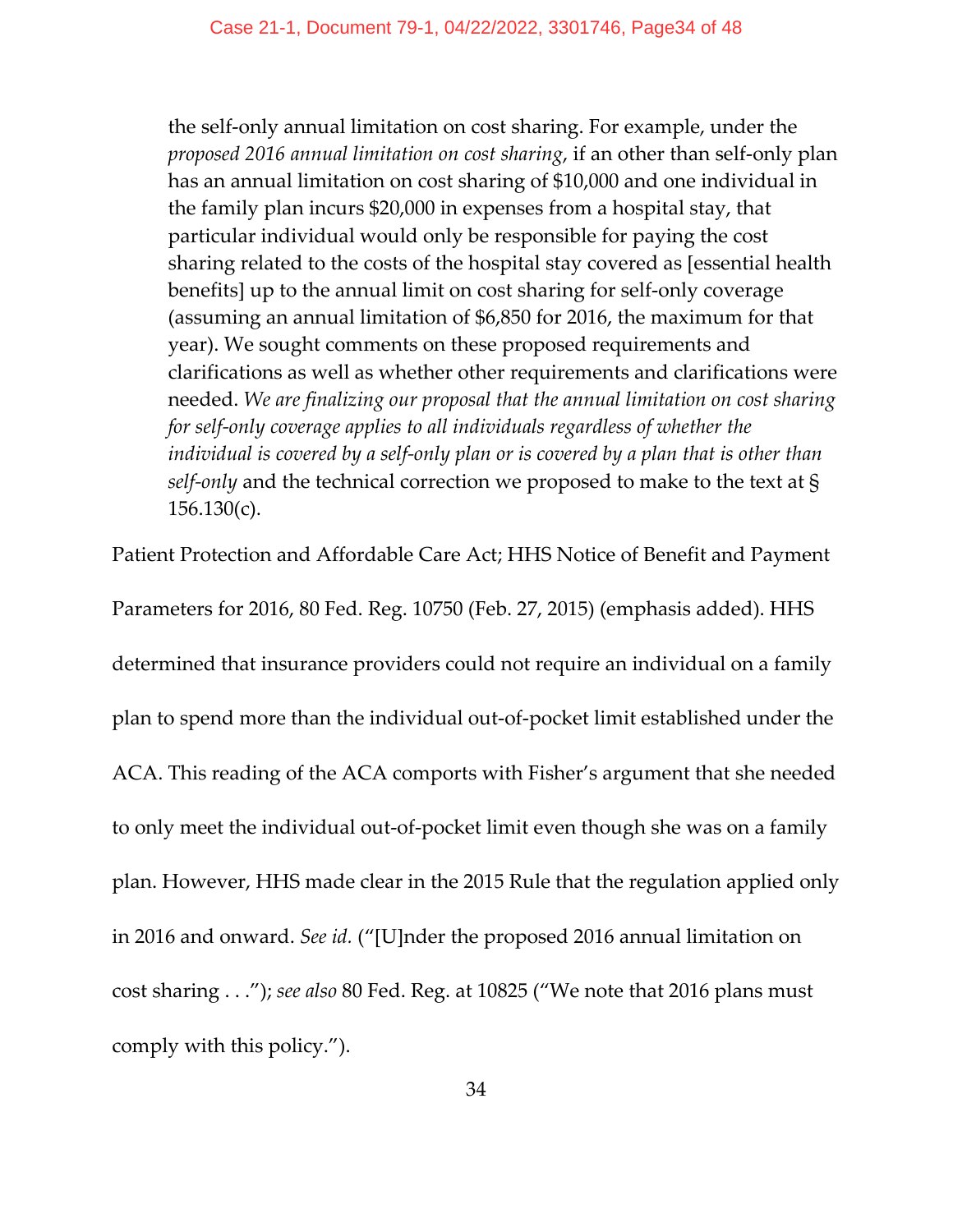> the self-only annual limitation on cost sharing. For example, under the *proposed 2016 annual limitation on cost sharing*, if an other than self-only plan has an annual limitation on cost sharing of $10,000 and one individual in the family plan incurs $20,000 in expenses from a hospital stay, that particular individual would only be responsible for paying the cost sharing related to the costs of the hospital stay covered as [essential health benefits] up to the annual limit on cost sharing for self-only coverage (assuming an annual limitation of $6,850 for 2016, the maximum for that year). We sought comments on these proposed requirements and clarifications as well as whether other requirements and clarifications were needed. *We are finalizing our proposal that the annual limitation on cost sharing for self-only coverage applies to all individuals regardless of whether the individual is covered by a self-only plan or is covered by a plan that is other than self-only* and the technical correction we proposed to make to the text at § 156.130(c).

Patient Protection and Affordable Care Act; HHS Notice of Benefit and Payment Parameters for 2016, 80 Fed. Reg. 10750 (Feb. 27, 2015) (emphasis added). HHS determined that insurance providers could not require an individual on a family plan to spend more than the individual out-of-pocket limit established under the ACA. This reading of the ACA comports with Fisher's argument that she needed to only meet the individual out-of-pocket limit even though she was on a family plan. However, HHS made clear in the 2015 Rule that the regulation applied only in 2016 and onward. *See id.* ("[U]nder the proposed 2016 annual limitation on cost sharing . . ."); *see also* 80 Fed. Reg. at 10825 ("We note that 2016 plans must comply with this policy.").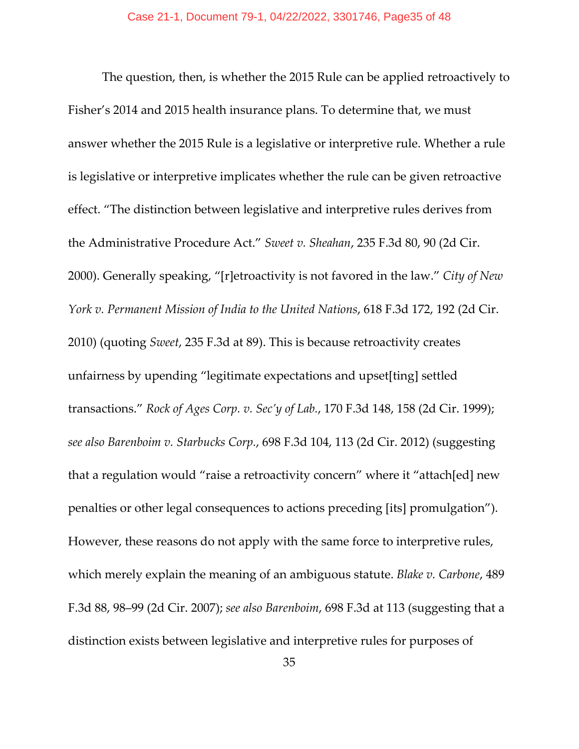The question, then, is whether the 2015 Rule can be applied retroactively to Fisher's 2014 and 2015 health insurance plans. To determine that, we must answer whether the 2015 Rule is a legislative or interpretive rule. Whether a rule is legislative or interpretive implicates whether the rule can be given retroactive effect. "The distinction between legislative and interpretive rules derives from the Administrative Procedure Act." *Sweet v. Sheahan*, 235 F.3d 80, 90 (2d Cir. 2000). Generally speaking, "[r]etroactivity is not favored in the law." *City of New York v. Permanent Mission of India to the United Nations*, 618 F.3d 172, 192 (2d Cir. 2010) (quoting *Sweet*, 235 F.3d at 89). This is because retroactivity creates unfairness by upending "legitimate expectations and upset[ting] settled transactions." *Rock of Ages Corp. v. Sec'y of Lab.*, 170 F.3d 148, 158 (2d Cir. 1999); *see also Barenboim v. Starbucks Corp.*, 698 F.3d 104, 113 (2d Cir. 2012) (suggesting that a regulation would "raise a retroactivity concern" where it "attach[ed] new penalties or other legal consequences to actions preceding [its] promulgation"). However, these reasons do not apply with the same force to interpretive rules, which merely explain the meaning of an ambiguous statute. *Blake v. Carbone*, 489 F.3d 88, 98–99 (2d Cir. 2007); *see also Barenboim*, 698 F.3d at 113 (suggesting that a distinction exists between legislative and interpretive rules for purposes of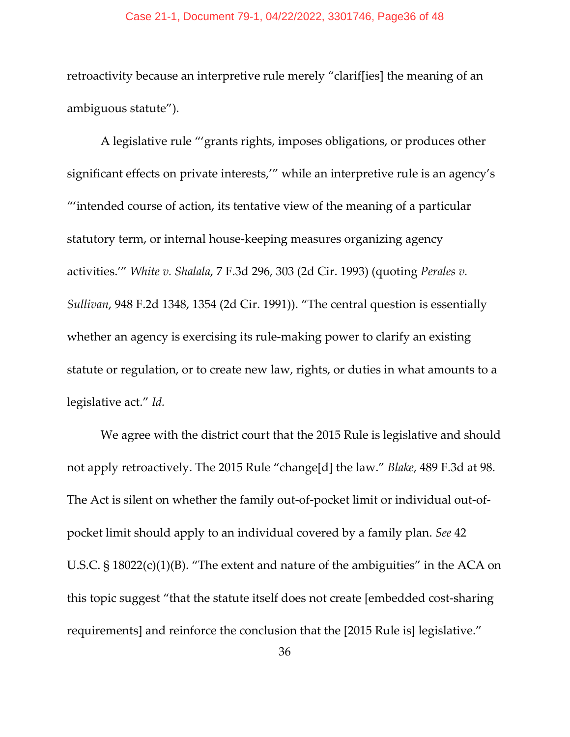retroactivity because an interpretive rule merely "clarif[ies] the meaning of an ambiguous statute").

A legislative rule "'grants rights, imposes obligations, or produces other significant effects on private interests,'" while an interpretive rule is an agency's "'intended course of action, its tentative view of the meaning of a particular statutory term, or internal house-keeping measures organizing agency activities.'" *White v. Shalala*, 7 F.3d 296, 303 (2d Cir. 1993) (quoting *Perales v. Sullivan*, 948 F.2d 1348, 1354 (2d Cir. 1991)). "The central question is essentially whether an agency is exercising its rule-making power to clarify an existing statute or regulation, or to create new law, rights, or duties in what amounts to a legislative act." *Id.*

We agree with the district court that the 2015 Rule is legislative and should not apply retroactively. The 2015 Rule "change[d] the law." *Blake*, 489 F.3d at 98. The Act is silent on whether the family out-of-pocket limit or individual out-of-pocket limit should apply to an individual covered by a family plan. *See* 42 U.S.C. § 18022(c)(1)(B). "The extent and nature of the ambiguities" in the ACA on this topic suggest "that the statute itself does not create [embedded cost-sharing requirements] and reinforce the conclusion that the [2015 Rule is] legislative."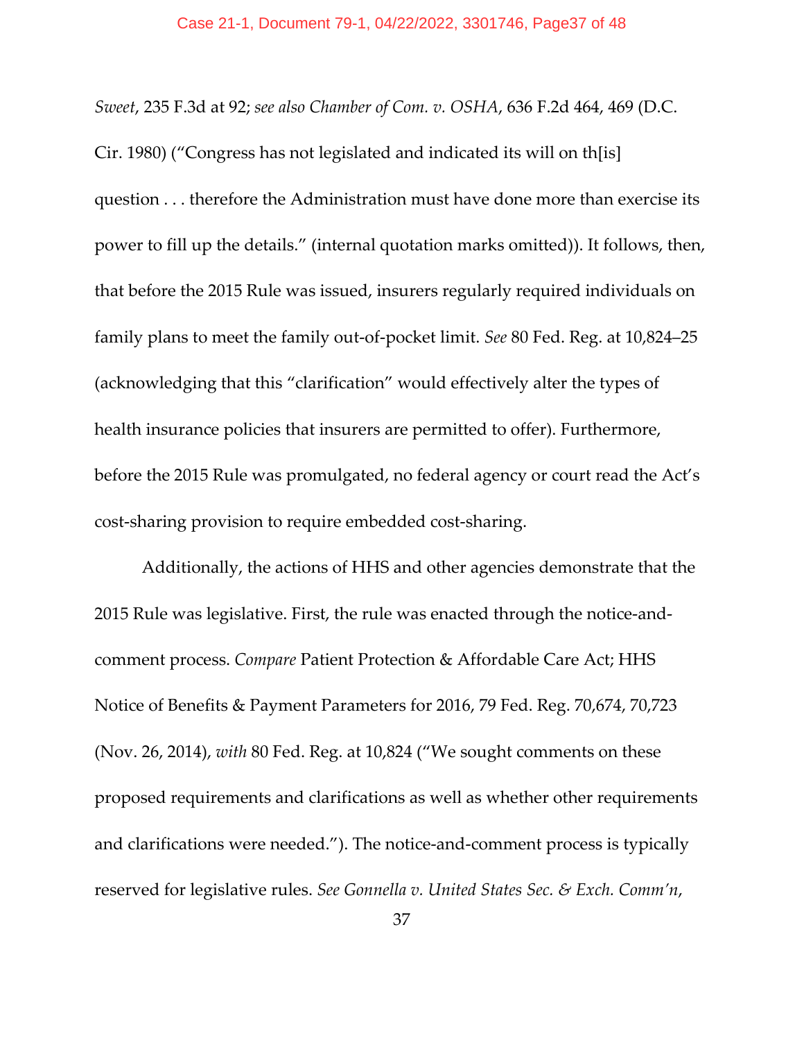*Sweet*, 235 F.3d at 92; *see also Chamber of Com. v. OSHA*, 636 F.2d 464, 469 (D.C. Cir. 1980) ("Congress has not legislated and indicated its will on th[is] question . . . therefore the Administration must have done more than exercise its power to fill up the details." (internal quotation marks omitted)). It follows, then, that before the 2015 Rule was issued, insurers regularly required individuals on family plans to meet the family out-of-pocket limit. *See* 80 Fed. Reg. at 10,824–25 (acknowledging that this "clarification" would effectively alter the types of health insurance policies that insurers are permitted to offer). Furthermore, before the 2015 Rule was promulgated, no federal agency or court read the Act's cost-sharing provision to require embedded cost-sharing.

Additionally, the actions of HHS and other agencies demonstrate that the 2015 Rule was legislative. First, the rule was enacted through the notice-and-comment process. *Compare* Patient Protection & Affordable Care Act; HHS Notice of Benefits & Payment Parameters for 2016, 79 Fed. Reg. 70,674, 70,723 (Nov. 26, 2014), *with* 80 Fed. Reg. at 10,824 ("We sought comments on these proposed requirements and clarifications as well as whether other requirements and clarifications were needed."). The notice-and-comment process is typically reserved for legislative rules. *See Gonnella v. United States Sec. & Exch. Comm'n*,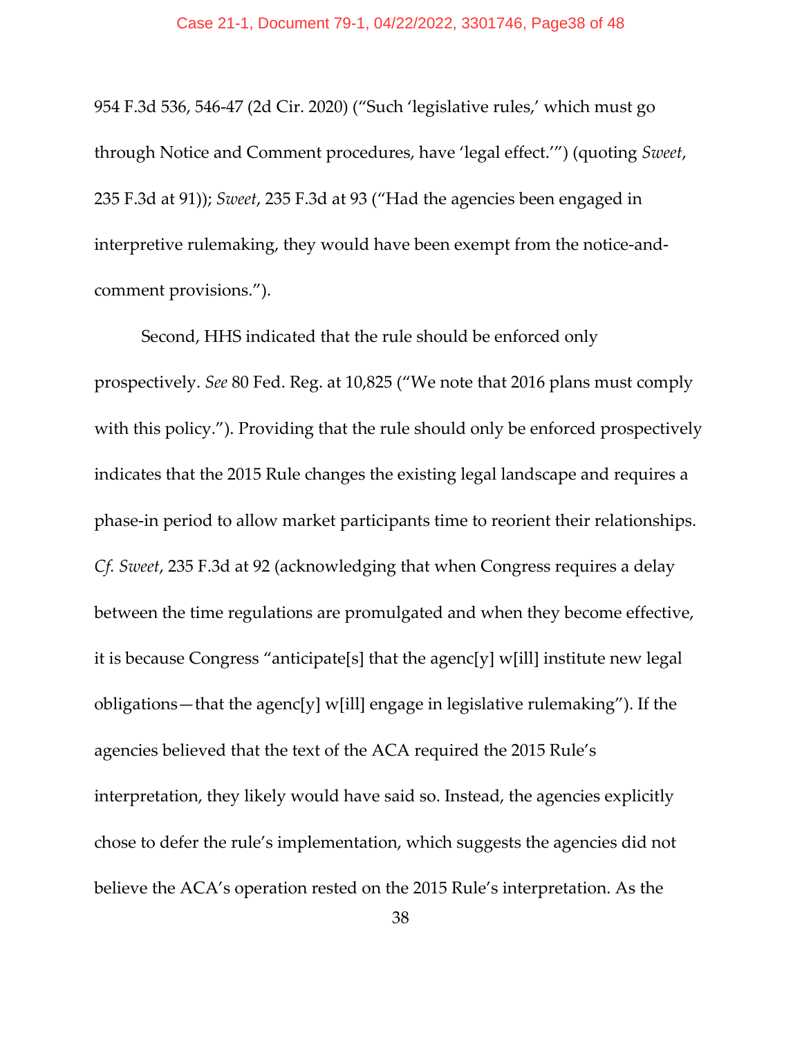954 F.3d 536, 546-47 (2d Cir. 2020) ("Such 'legislative rules,' which must go through Notice and Comment procedures, have 'legal effect.'") (quoting *Sweet*, 235 F.3d at 91)); *Sweet*, 235 F.3d at 93 ("Had the agencies been engaged in interpretive rulemaking, they would have been exempt from the notice-and-comment provisions.").

Second, HHS indicated that the rule should be enforced only prospectively. *See* 80 Fed. Reg. at 10,825 ("We note that 2016 plans must comply with this policy."). Providing that the rule should only be enforced prospectively indicates that the 2015 Rule changes the existing legal landscape and requires a phase-in period to allow market participants time to reorient their relationships. *Cf. Sweet*, 235 F.3d at 92 (acknowledging that when Congress requires a delay between the time regulations are promulgated and when they become effective, it is because Congress "anticipate[s] that the agenc[y] w[ill] institute new legal obligations—that the agenc[y] w[ill] engage in legislative rulemaking"). If the agencies believed that the text of the ACA required the 2015 Rule's interpretation, they likely would have said so. Instead, the agencies explicitly chose to defer the rule's implementation, which suggests the agencies did not believe the ACA's operation rested on the 2015 Rule's interpretation. As the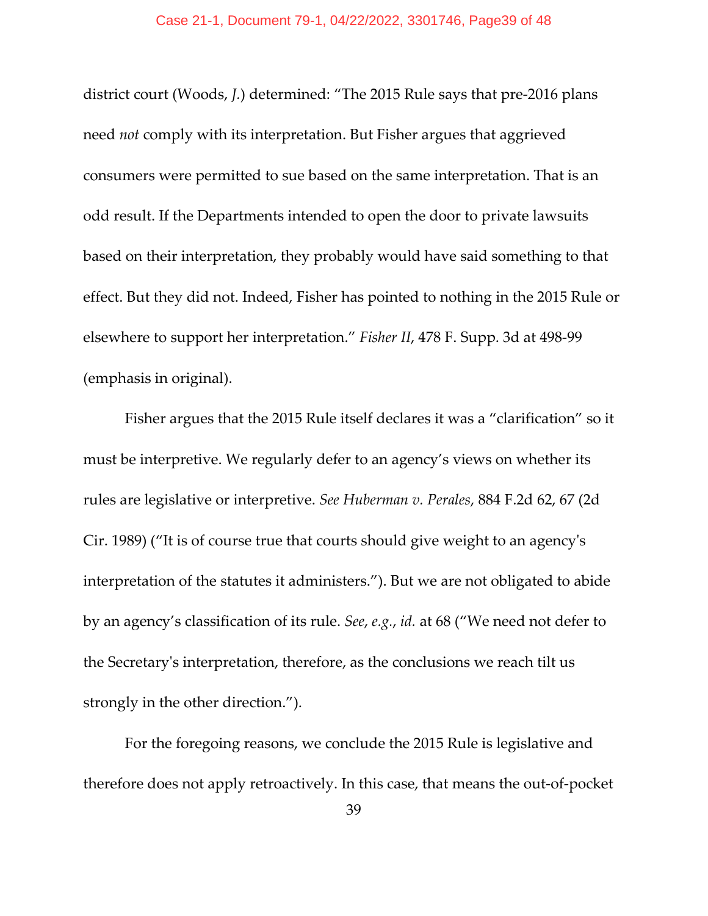district court (Woods, *J.*) determined: "The 2015 Rule says that pre-2016 plans need *not* comply with its interpretation. But Fisher argues that aggrieved consumers were permitted to sue based on the same interpretation. That is an odd result. If the Departments intended to open the door to private lawsuits based on their interpretation, they probably would have said something to that effect. But they did not. Indeed, Fisher has pointed to nothing in the 2015 Rule or elsewhere to support her interpretation." *Fisher II*, 478 F. Supp. 3d at 498-99 (emphasis in original).

Fisher argues that the 2015 Rule itself declares it was a "clarification" so it must be interpretive. We regularly defer to an agency's views on whether its rules are legislative or interpretive. *See Huberman v. Perales*, 884 F.2d 62, 67 (2d Cir. 1989) ("It is of course true that courts should give weight to an agency's interpretation of the statutes it administers."). But we are not obligated to abide by an agency's classification of its rule. *See*, *e.g.*, *id.* at 68 ("We need not defer to the Secretary's interpretation, therefore, as the conclusions we reach tilt us strongly in the other direction.").

For the foregoing reasons, we conclude the 2015 Rule is legislative and therefore does not apply retroactively. In this case, that means the out-of-pocket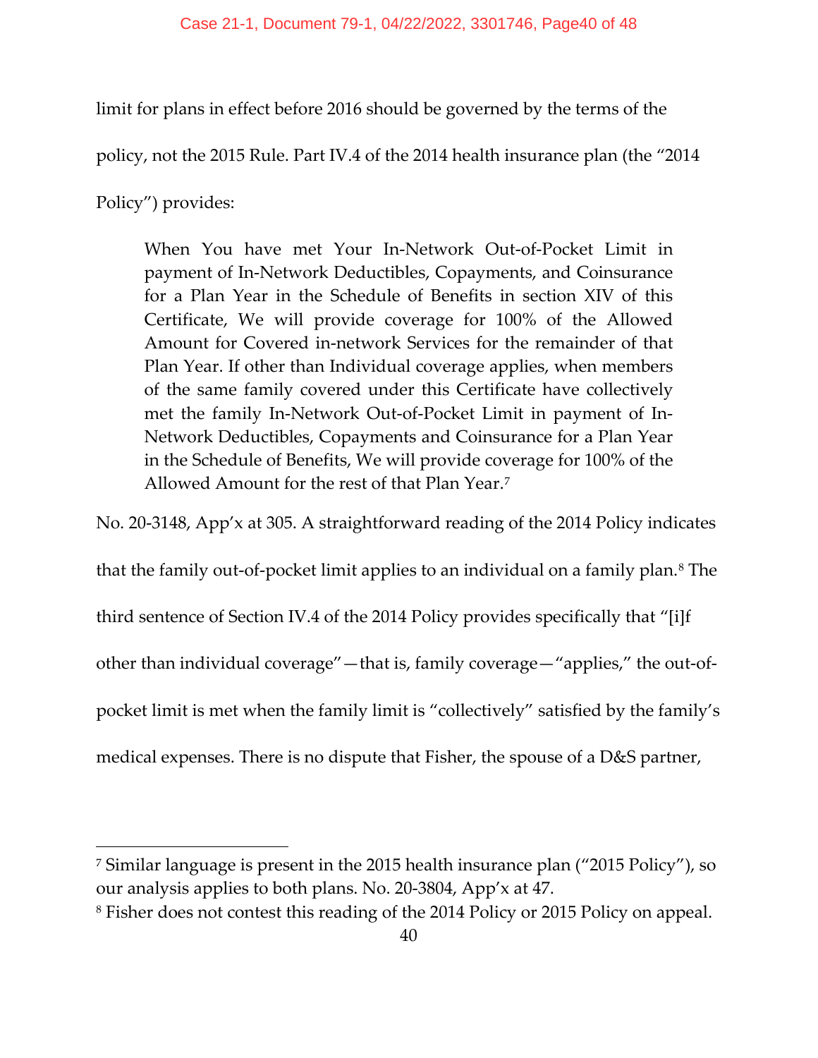limit for plans in effect before 2016 should be governed by the terms of the policy, not the 2015 Rule. Part IV.4 of the 2014 health insurance plan (the "2014 Policy") provides:

> When You have met Your In-Network Out-of-Pocket Limit in payment of In-Network Deductibles, Copayments, and Coinsurance for a Plan Year in the Schedule of Benefits in section XIV of this Certificate, We will provide coverage for 100% of the Allowed Amount for Covered in-network Services for the remainder of that Plan Year. If other than Individual coverage applies, when members of the same family covered under this Certificate have collectively met the family In-Network Out-of-Pocket Limit in payment of In-Network Deductibles, Copayments and Coinsurance for a Plan Year in the Schedule of Benefits, We will provide coverage for 100% of the Allowed Amount for the rest of that Plan Year.[7]

No. 20-3148, App'x at 305. A straightforward reading of the 2014 Policy indicates that the family out-of-pocket limit applies to an individual on a family plan.[8] The third sentence of Section IV.4 of the 2014 Policy provides specifically that "[i]f other than individual coverage"—that is, family coverage—"applies," the out-of-pocket limit is met when the family limit is "collectively" satisfied by the family's medical expenses. There is no dispute that Fisher, the spouse of a D&S partner,

---

[7] Similar language is present in the 2015 health insurance plan ("2015 Policy"), so our analysis applies to both plans. No. 20-3804, App'x at 47.

[8] Fisher does not contest this reading of the 2014 Policy or 2015 Policy on appeal.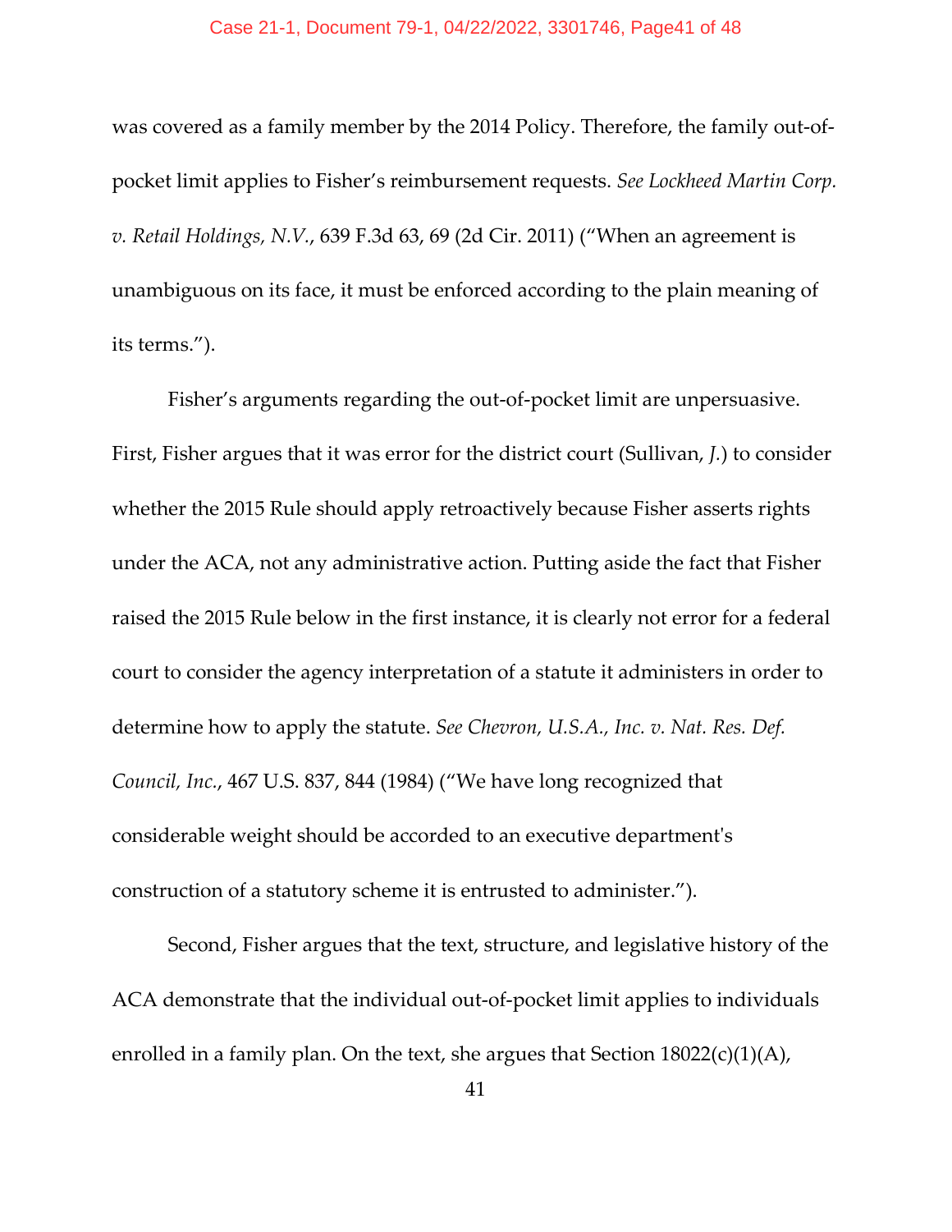was covered as a family member by the 2014 Policy. Therefore, the family out-of-pocket limit applies to Fisher's reimbursement requests. *See Lockheed Martin Corp. v. Retail Holdings, N.V.*, 639 F.3d 63, 69 (2d Cir. 2011) ("When an agreement is unambiguous on its face, it must be enforced according to the plain meaning of its terms.").

Fisher's arguments regarding the out-of-pocket limit are unpersuasive. First, Fisher argues that it was error for the district court (Sullivan, *J.*) to consider whether the 2015 Rule should apply retroactively because Fisher asserts rights under the ACA, not any administrative action. Putting aside the fact that Fisher raised the 2015 Rule below in the first instance, it is clearly not error for a federal court to consider the agency interpretation of a statute it administers in order to determine how to apply the statute. *See Chevron, U.S.A., Inc. v. Nat. Res. Def. Council, Inc.*, 467 U.S. 837, 844 (1984) ("We have long recognized that considerable weight should be accorded to an executive department's construction of a statutory scheme it is entrusted to administer.").

Second, Fisher argues that the text, structure, and legislative history of the ACA demonstrate that the individual out-of-pocket limit applies to individuals enrolled in a family plan. On the text, she argues that Section 18022(c)(1)(A),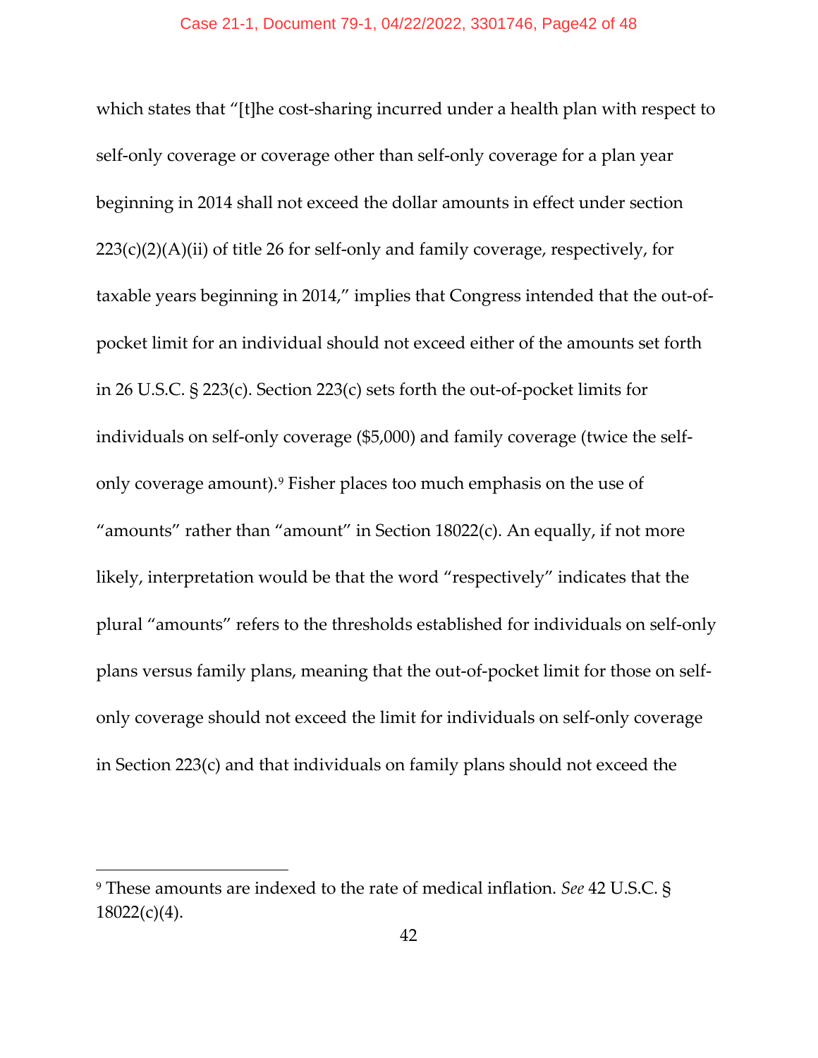which states that "[t]he cost-sharing incurred under a health plan with respect to self-only coverage or coverage other than self-only coverage for a plan year beginning in 2014 shall not exceed the dollar amounts in effect under section 223(c)(2)(A)(ii) of title 26 for self-only and family coverage, respectively, for taxable years beginning in 2014," implies that Congress intended that the out-of-pocket limit for an individual should not exceed either of the amounts set forth in 26 U.S.C. § 223(c). Section 223(c) sets forth the out-of-pocket limits for individuals on self-only coverage ($5,000) and family coverage (twice the self-only coverage amount).[9] Fisher places too much emphasis on the use of "amounts" rather than "amount" in Section 18022(c). An equally, if not more likely, interpretation would be that the word "respectively" indicates that the plural "amounts" refers to the thresholds established for individuals on self-only plans versus family plans, meaning that the out-of-pocket limit for those on self-only coverage should not exceed the limit for individuals on self-only coverage in Section 223(c) and that individuals on family plans should not exceed the

---

[9] These amounts are indexed to the rate of medical inflation. *See* 42 U.S.C. § 18022(c)(4).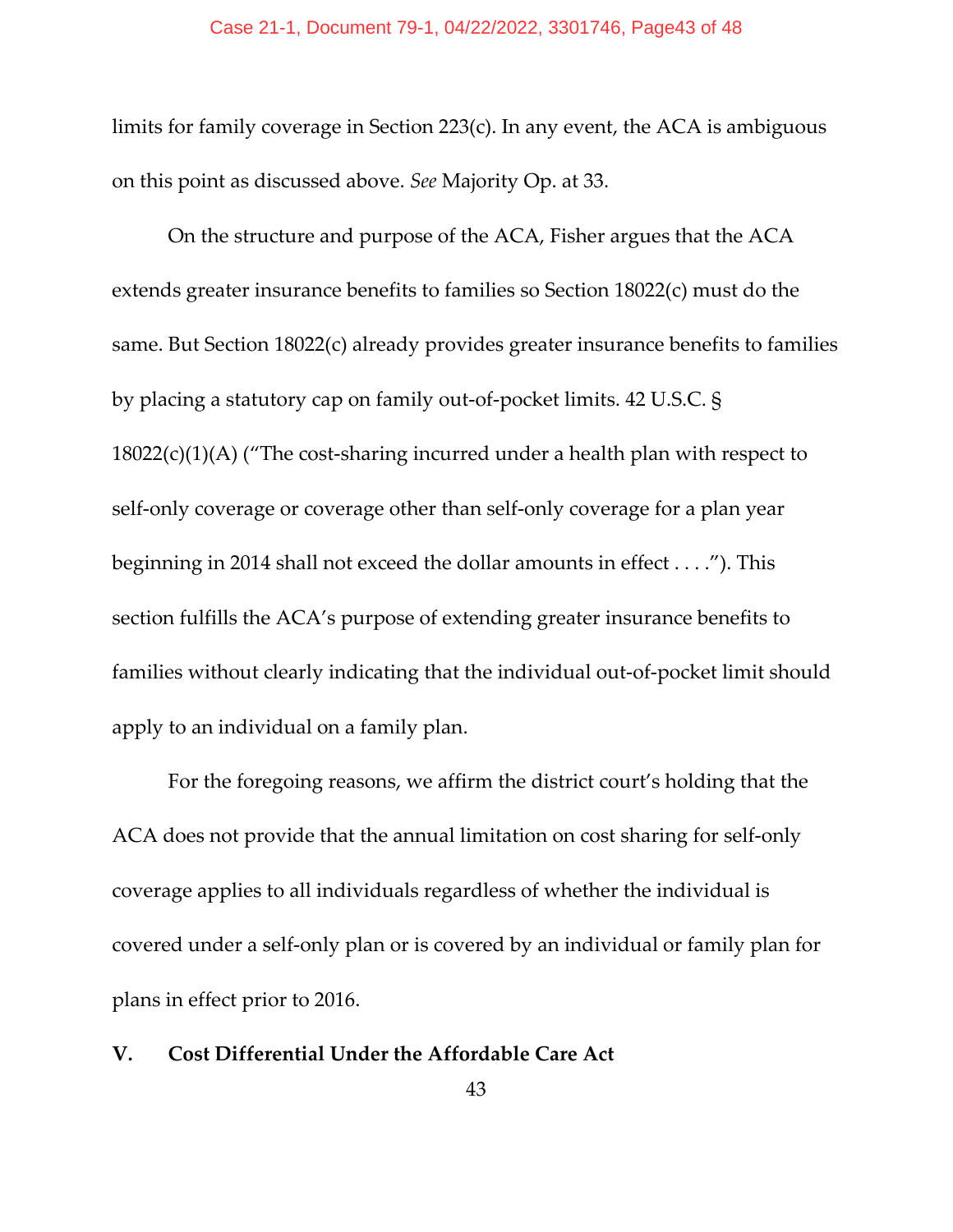limits for family coverage in Section 223(c). In any event, the ACA is ambiguous on this point as discussed above. *See* Majority Op. at 33.

On the structure and purpose of the ACA, Fisher argues that the ACA extends greater insurance benefits to families so Section 18022(c) must do the same. But Section 18022(c) already provides greater insurance benefits to families by placing a statutory cap on family out-of-pocket limits. 42 U.S.C. § 18022(c)(1)(A) ("The cost-sharing incurred under a health plan with respect to self-only coverage or coverage other than self-only coverage for a plan year beginning in 2014 shall not exceed the dollar amounts in effect . . . ."). This section fulfills the ACA's purpose of extending greater insurance benefits to families without clearly indicating that the individual out-of-pocket limit should apply to an individual on a family plan.

For the foregoing reasons, we affirm the district court's holding that the ACA does not provide that the annual limitation on cost sharing for self-only coverage applies to all individuals regardless of whether the individual is covered under a self-only plan or is covered by an individual or family plan for plans in effect prior to 2016.

## V. Cost Differential Under the Affordable Care Act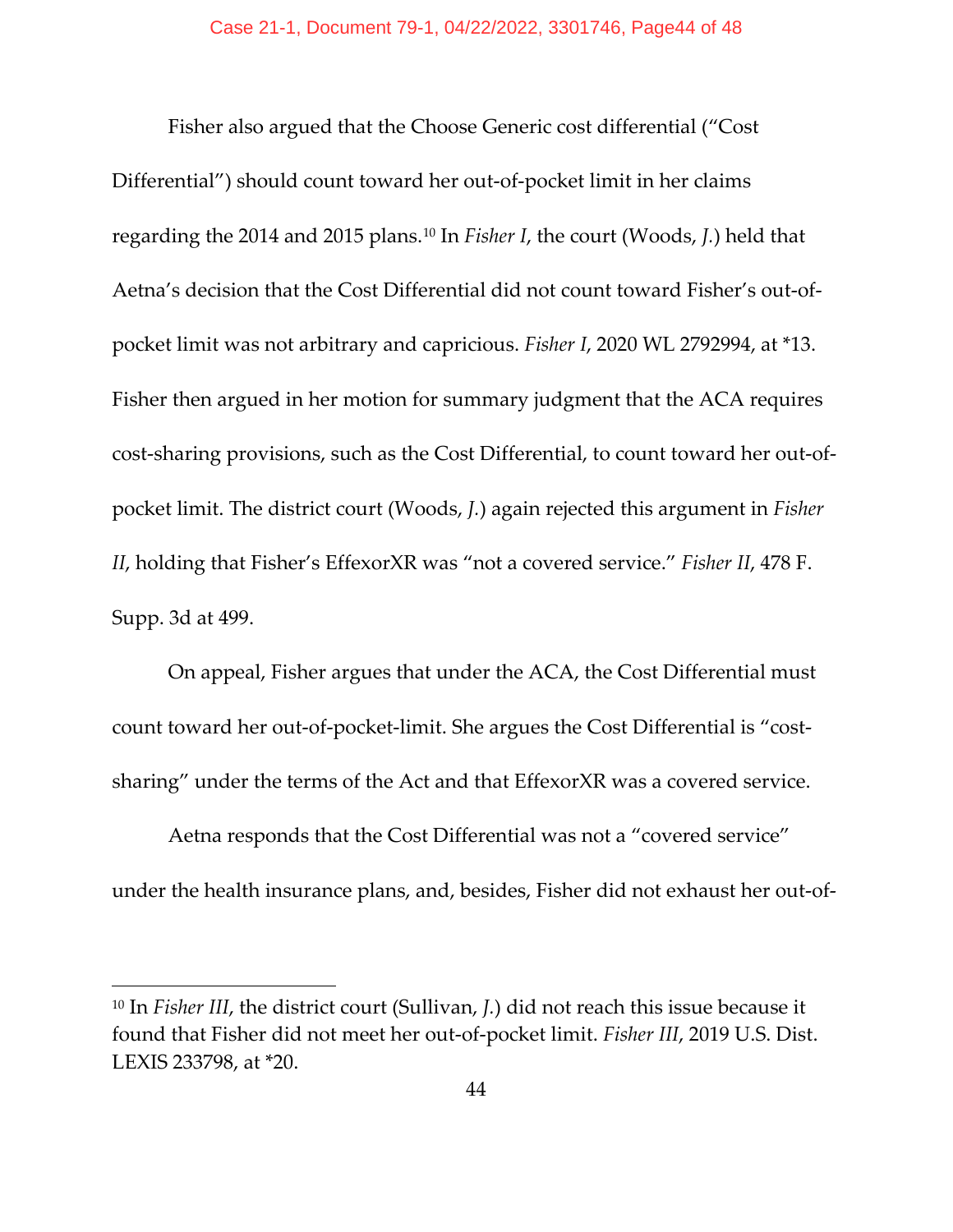Fisher also argued that the Choose Generic cost differential ("Cost Differential") should count toward her out-of-pocket limit in her claims regarding the 2014 and 2015 plans.[10] In *Fisher I*, the court (Woods, *J.*) held that Aetna's decision that the Cost Differential did not count toward Fisher's out-of-pocket limit was not arbitrary and capricious. *Fisher I*, 2020 WL 2792994, at *13. Fisher then argued in her motion for summary judgment that the ACA requires cost-sharing provisions, such as the Cost Differential, to count toward her out-of-pocket limit. The district court (Woods, *J.*) again rejected this argument in *Fisher II*, holding that Fisher's EffexorXR was "not a covered service." *Fisher II*, 478 F. Supp. 3d at 499.

On appeal, Fisher argues that under the ACA, the Cost Differential must count toward her out-of-pocket-limit. She argues the Cost Differential is "cost-sharing" under the terms of the Act and that EffexorXR was a covered service.

Aetna responds that the Cost Differential was not a "covered service" under the health insurance plans, and, besides, Fisher did not exhaust her out-of-

---

[10] In *Fisher III*, the district court (Sullivan, *J.*) did not reach this issue because it found that Fisher did not meet her out-of-pocket limit. *Fisher III*, 2019 U.S. Dist. LEXIS 233798, at *20.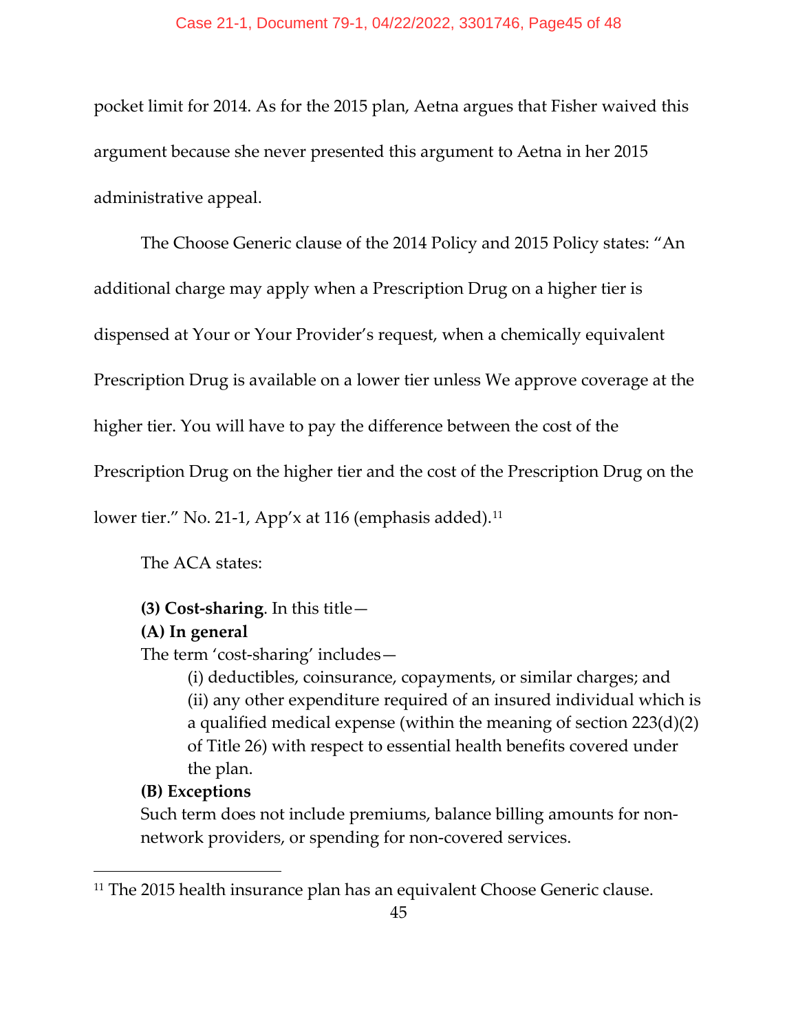pocket limit for 2014. As for the 2015 plan, Aetna argues that Fisher waived this argument because she never presented this argument to Aetna in her 2015 administrative appeal.

The Choose Generic clause of the 2014 Policy and 2015 Policy states: "An additional charge may apply when a Prescription Drug on a higher tier is dispensed at Your or Your Provider's request, when a chemically equivalent Prescription Drug is available on a lower tier unless We approve coverage at the higher tier. You will have to pay the difference between the cost of the Prescription Drug on the higher tier and the cost of the Prescription Drug on the lower tier." No. 21-1, App'x at 116 (emphasis added).[11]

The ACA states:

> **(3) Cost-sharing**. In this title—
>
> **(A) In general**
>
> The term 'cost-sharing' includes—
>
> > (i) deductibles, coinsurance, copayments, or similar charges; and
> >
> > (ii) any other expenditure required of an insured individual which is a qualified medical expense (within the meaning of section 223(d)(2) of Title 26) with respect to essential health benefits covered under the plan.
>
> **(B) Exceptions**
>
> Such term does not include premiums, balance billing amounts for non-network providers, or spending for non-covered services.

---

[11] The 2015 health insurance plan has an equivalent Choose Generic clause.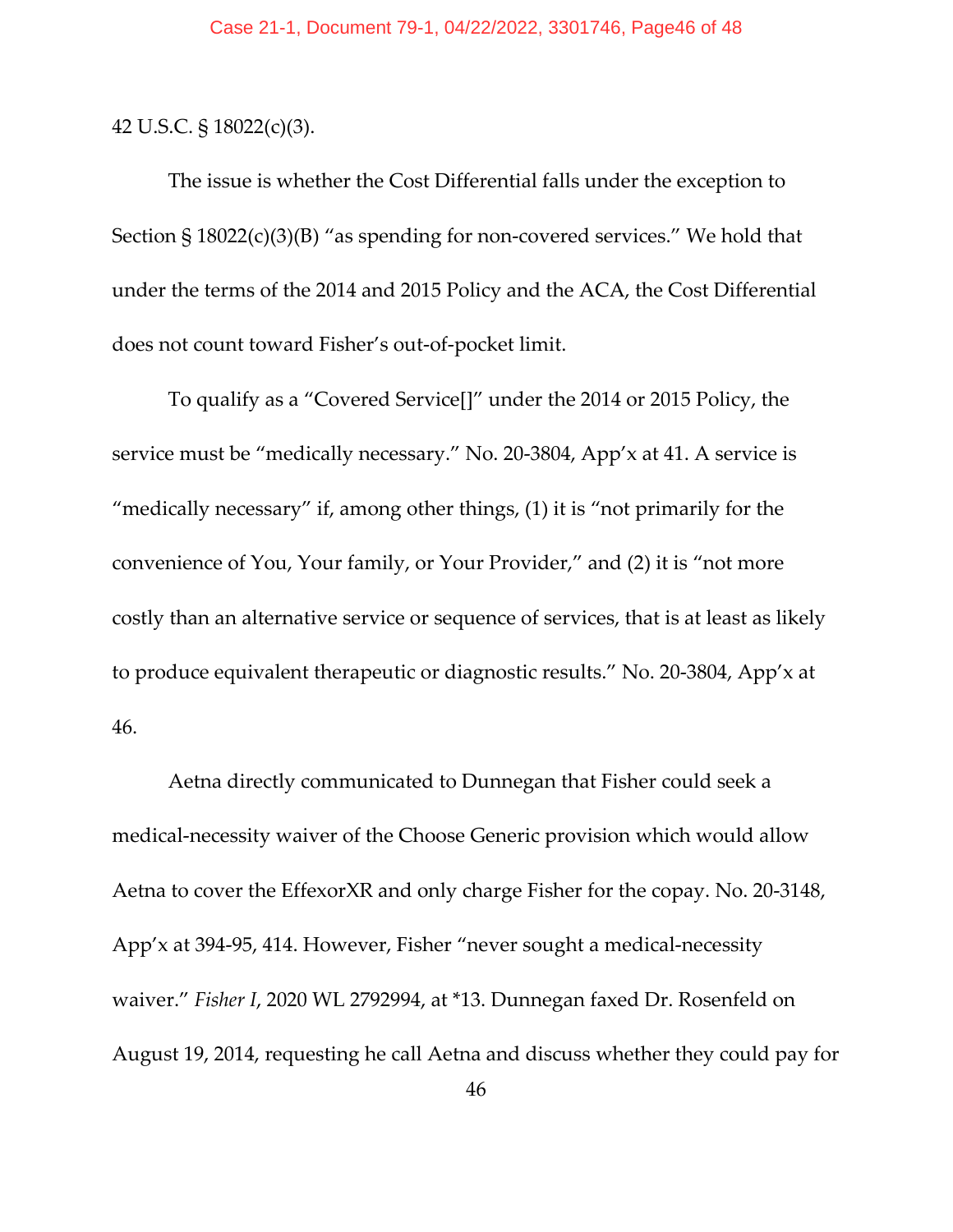42 U.S.C. § 18022(c)(3).

The issue is whether the Cost Differential falls under the exception to Section § 18022(c)(3)(B) "as spending for non-covered services." We hold that under the terms of the 2014 and 2015 Policy and the ACA, the Cost Differential does not count toward Fisher's out-of-pocket limit.

To qualify as a "Covered Service[]" under the 2014 or 2015 Policy, the service must be "medically necessary." No. 20-3804, App'x at 41. A service is "medically necessary" if, among other things, (1) it is "not primarily for the convenience of You, Your family, or Your Provider," and (2) it is "not more costly than an alternative service or sequence of services, that is at least as likely to produce equivalent therapeutic or diagnostic results." No. 20-3804, App'x at 46.

Aetna directly communicated to Dunnegan that Fisher could seek a medical-necessity waiver of the Choose Generic provision which would allow Aetna to cover the EffexorXR and only charge Fisher for the copay. No. 20-3148, App'x at 394-95, 414. However, Fisher "never sought a medical-necessity waiver." *Fisher I*, 2020 WL 2792994, at *13. Dunnegan faxed Dr. Rosenfeld on August 19, 2014, requesting he call Aetna and discuss whether they could pay for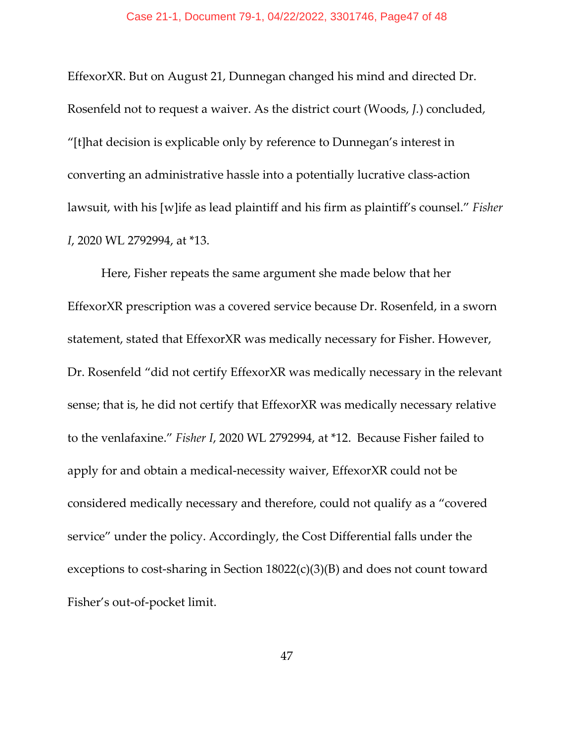EffexorXR. But on August 21, Dunnegan changed his mind and directed Dr. Rosenfeld not to request a waiver. As the district court (Woods, *J.*) concluded, "[t]hat decision is explicable only by reference to Dunnegan's interest in converting an administrative hassle into a potentially lucrative class-action lawsuit, with his [w]ife as lead plaintiff and his firm as plaintiff's counsel." *Fisher I*, 2020 WL 2792994, at *13.

Here, Fisher repeats the same argument she made below that her EffexorXR prescription was a covered service because Dr. Rosenfeld, in a sworn statement, stated that EffexorXR was medically necessary for Fisher. However, Dr. Rosenfeld "did not certify EffexorXR was medically necessary in the relevant sense; that is, he did not certify that EffexorXR was medically necessary relative to the venlafaxine." *Fisher I*, 2020 WL 2792994, at *12. Because Fisher failed to apply for and obtain a medical-necessity waiver, EffexorXR could not be considered medically necessary and therefore, could not qualify as a "covered service" under the policy. Accordingly, the Cost Differential falls under the exceptions to cost-sharing in Section 18022(c)(3)(B) and does not count toward Fisher's out-of-pocket limit.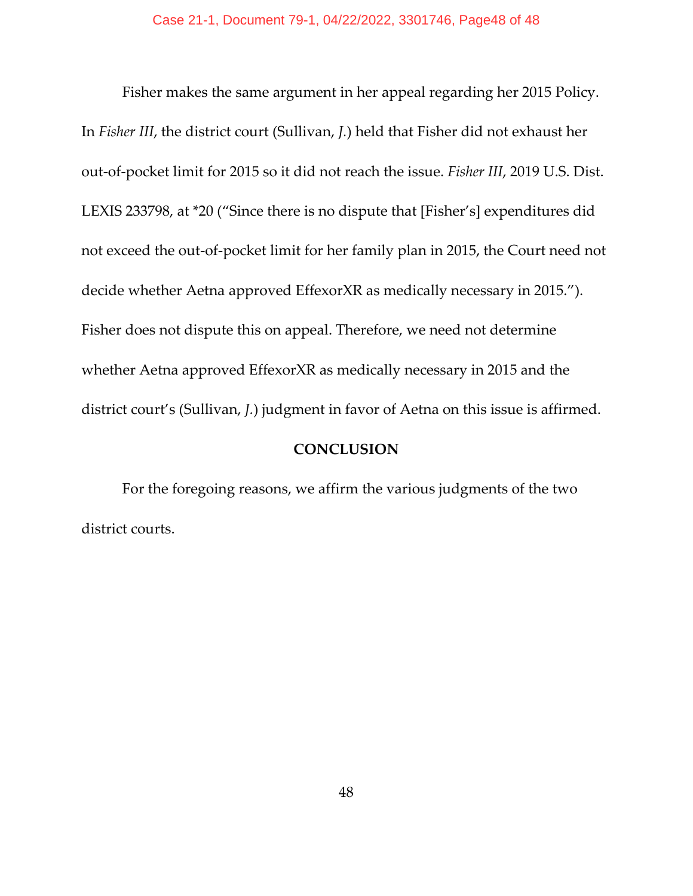Fisher makes the same argument in her appeal regarding her 2015 Policy. In *Fisher III*, the district court (Sullivan, *J.*) held that Fisher did not exhaust her out-of-pocket limit for 2015 so it did not reach the issue. *Fisher III*, 2019 U.S. Dist. LEXIS 233798, at *20 ("Since there is no dispute that [Fisher's] expenditures did not exceed the out-of-pocket limit for her family plan in 2015, the Court need not decide whether Aetna approved EffexorXR as medically necessary in 2015."). Fisher does not dispute this on appeal. Therefore, we need not determine whether Aetna approved EffexorXR as medically necessary in 2015 and the district court's (Sullivan, *J.*) judgment in favor of Aetna on this issue is affirmed.

## CONCLUSION

For the foregoing reasons, we affirm the various judgments of the two district courts.